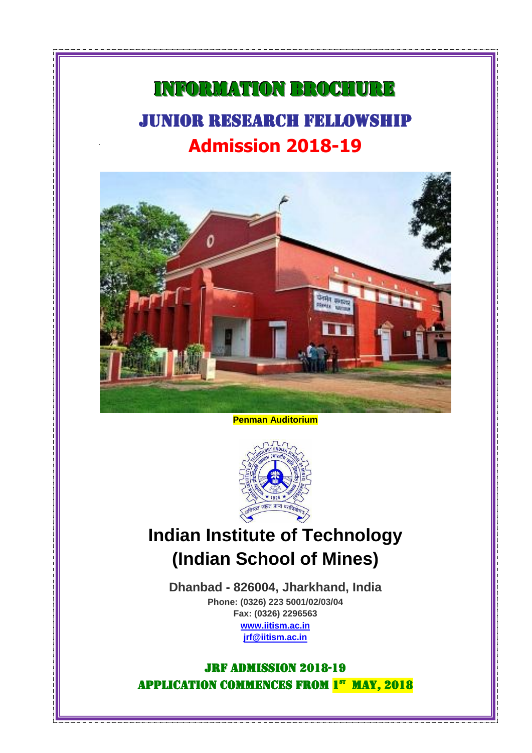# INFORMATION BROCHURE

## JUNIOR RESEARCH FELLOWSHIP

## Admission 2018-19

**Penman Auditorium**

# Indian Institute of Technology (Indian School of Mines)

**Dhanbad - 826004, Jharkhand, India**

**Phone: (0326) 223 5001/02/03/04**

**Fax: (0326) 2296563**

**www.iitism.ac.in**

**jrf@iitism.ac.in**

**JRF ADMISSION 2018-19**

**APPLICATION COMMENCES FROM 1ST MAY, 2018**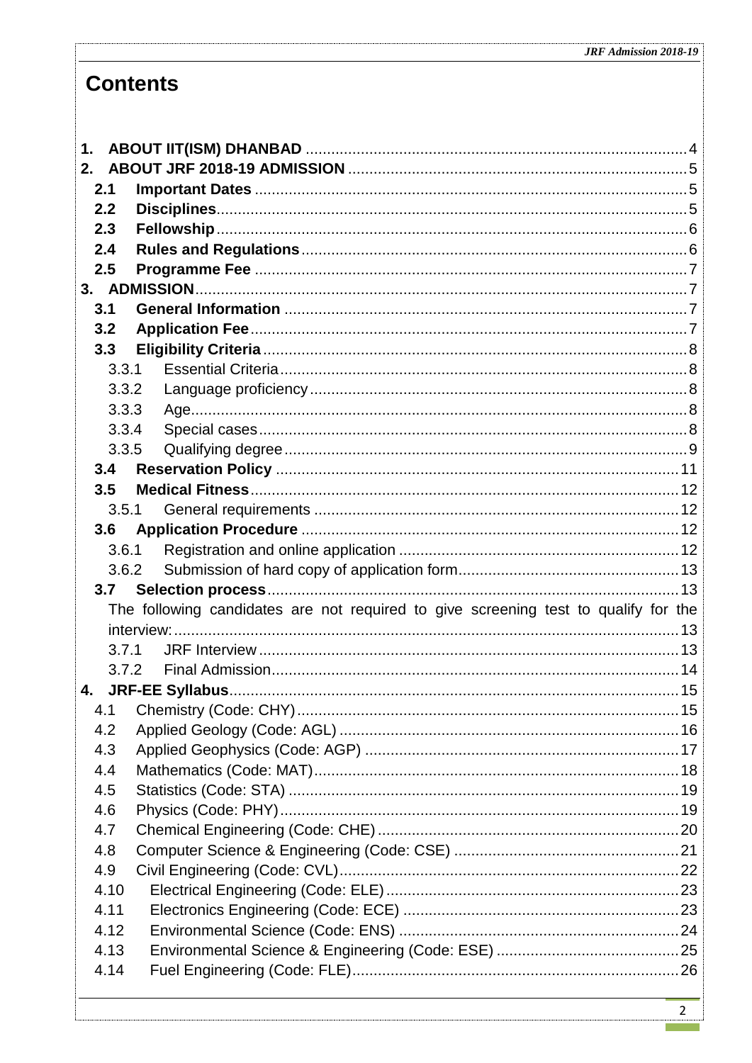# Contents

1. **ABOUT IIT(ISM) DHANBAD** ........................................................................................ 4
2. **ABOUT JRF 2018-19 ADMISSION** ........................................................................... 5
   - **2.1 Important Dates** ........................................................................................ 5
   - **2.2 Disciplines** ................................................................................................ 5
   - **2.3 Fellowship** ................................................................................................ 6
   - **2.4 Rules and Regulations** .............................................................................. 6
   - **2.5 Programme Fee** ......................................................................................... 7
3. **ADMISSION** ...................................................................................................... 7
   - **3.1 General Information** .................................................................................. 7
   - **3.2 Application Fee** ......................................................................................... 7
   - **3.3 Eligibility Criteria** ...................................................................................... 8
     - 3.3.1 Essential Criteria ................................................................................... 8
     - 3.3.2 Language proficiency ............................................................................. 8
     - 3.3.3 Age ........................................................................................................ 8
     - 3.3.4 Special cases ......................................................................................... 8
     - 3.3.5 Qualifying degree .................................................................................. 9
   - **3.4 Reservation Policy** .................................................................................... 11
   - **3.5 Medical Fitness** ........................................................................................ 12
     - 3.5.1 General requirements ........................................................................... 12
   - **3.6 Application Procedure** ............................................................................. 12
     - 3.6.1 Registration and online application ...................................................... 12
     - 3.6.2 Submission of hard copy of application form ........................................ 13
   - **3.7 Selection process** ...................................................................................... 13
     - The following candidates are not required to give screening test to qualify for the interview: ........................................................................................................... 13
     - 3.7.1 JRF Interview ........................................................................................ 13
     - 3.7.2 Final Admission ..................................................................................... 14
4. **JRF-EE Syllabus** ............................................................................................... 15
   - 4.1 Chemistry (Code: CHY) ............................................................................... 15
   - 4.2 Applied Geology (Code: AGL) ...................................................................... 16
   - 4.3 Applied Geophysics (Code: AGP) ................................................................ 17
   - 4.4 Mathematics (Code: MAT) ........................................................................... 18
   - 4.5 Statistics (Code: STA) ................................................................................. 19
   - 4.6 Physics (Code: PHY) .................................................................................... 19
   - 4.7 Chemical Engineering (Code: CHE) ............................................................. 20
   - 4.8 Computer Science & Engineering (Code: CSE) ............................................ 21
   - 4.9 Civil Engineering (Code: CVL) ...................................................................... 22
   - 4.10 Electrical Engineering (Code: ELE) ............................................................ 23
   - 4.11 Electronics Engineering (Code: ECE) ........................................................ 23
   - 4.12 Environmental Science (Code: ENS) ......................................................... 24
   - 4.13 Environmental Science & Engineering (Code: ESE) ................................... 25
   - 4.14 Fuel Engineering (Code: FLE) .................................................................... 26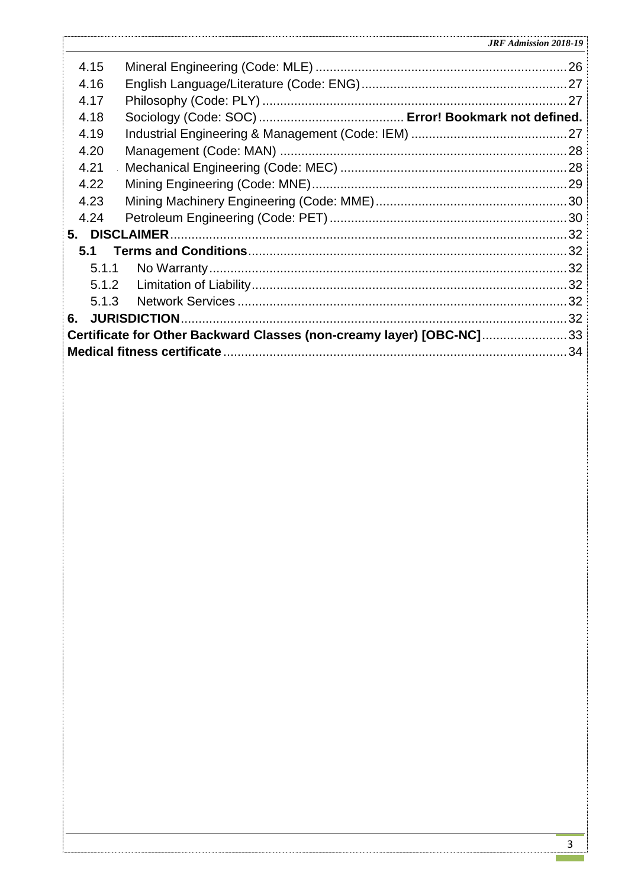4.15 Mineral Engineering (Code: MLE) ....................................................................... 26
4.16 English Language/Literature (Code: ENG) ............................................................ 27
4.17 Philosophy (Code: PLY) ....................................................................................... 27
4.18 Sociology (Code: SOC) ........................................ **Error! Bookmark not defined.**
4.19 Industrial Engineering & Management (Code: IEM) ............................................ 27
4.20 Management (Code: MAN) ................................................................................. 28
4.21 Mechanical Engineering (Code: MEC) ................................................................ 28
4.22 Mining Engineering (Code: MNE) ........................................................................ 29
4.23 Mining Machinery Engineering (Code: MME) ...................................................... 30
4.24 Petroleum Engineering (Code: PET) ................................................................... 30

**5. DISCLAIMER** ................................................................................................. 32

**5.1 Terms and Conditions** ........................................................................... 32

5.1.1 No Warranty ..................................................................................... 32
5.1.2 Limitation of Liability .......................................................................... 32
5.1.3 Network Services ............................................................................... 32

**6. JURISDICTION** ............................................................................................... 32

**Certificate for Other Backward Classes (non-creamy layer) [OBC-NC]** ........................ 33

**Medical fitness certificate** ................................................................................. 34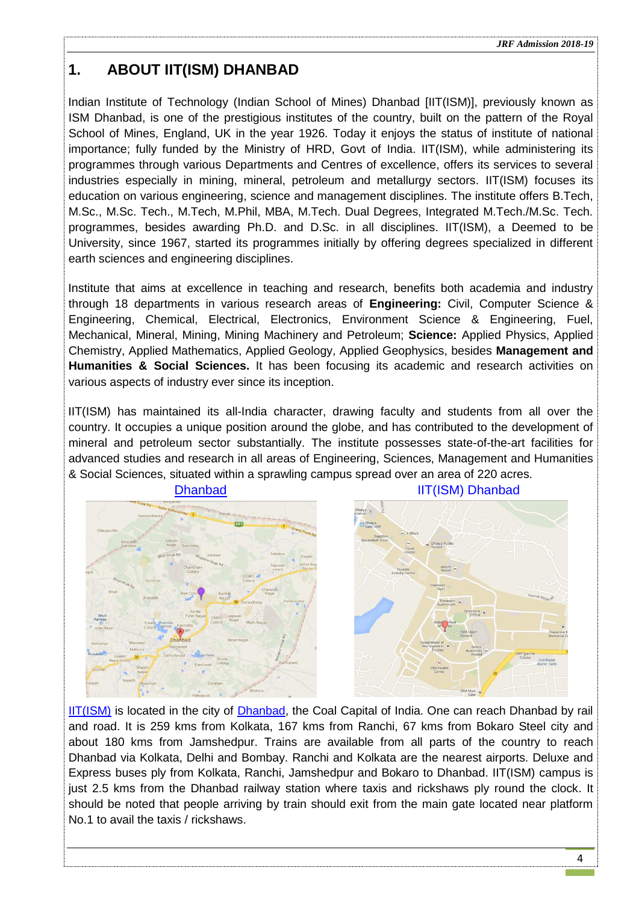# 1. ABOUT IIT(ISM) DHANBAD

Indian Institute of Technology (Indian School of Mines) Dhanbad [IIT(ISM)], previously known as ISM Dhanbad, is one of the prestigious institutes of the country, built on the pattern of the Royal School of Mines, England, UK in the year 1926. Today it enjoys the status of institute of national importance; fully funded by the Ministry of HRD, Govt of India. IIT(ISM), while administering its programmes through various Departments and Centres of excellence, offers its services to several industries especially in mining, mineral, petroleum and metallurgy sectors. IIT(ISM) focuses its education on various engineering, science and management disciplines. The institute offers B.Tech, M.Sc., M.Sc. Tech., M.Tech, M.Phil, MBA, M.Tech. Dual Degrees, Integrated M.Tech./M.Sc. Tech. programmes, besides awarding Ph.D. and D.Sc. in all disciplines. IIT(ISM), a Deemed to be University, since 1967, started its programmes initially by offering degrees specialized in different earth sciences and engineering disciplines.

Institute that aims at excellence in teaching and research, benefits both academia and industry through 18 departments in various research areas of **Engineering:** Civil, Computer Science & Engineering, Chemical, Electrical, Electronics, Environment Science & Engineering, Fuel, Mechanical, Mineral, Mining, Mining Machinery and Petroleum; **Science:** Applied Physics, Applied Chemistry, Applied Mathematics, Applied Geology, Applied Geophysics, besides **Management and Humanities & Social Sciences.** It has been focusing its academic and research activities on various aspects of industry ever since its inception.

IIT(ISM) has maintained its all-India character, drawing faculty and students from all over the country. It occupies a unique position around the globe, and has contributed to the development of mineral and petroleum sector substantially. The institute possesses state-of-the-art facilities for advanced studies and research in all areas of Engineering, Sciences, Management and Humanities & Social Sciences, situated within a sprawling campus spread over an area of 220 acres.

Dhanbad

IIT(ISM) Dhanbad

IIT(ISM) is located in the city of Dhanbad, the Coal Capital of India. One can reach Dhanbad by rail and road. It is 259 kms from Kolkata, 167 kms from Ranchi, 67 kms from Bokaro Steel city and about 180 kms from Jamshedpur. Trains are available from all parts of the country to reach Dhanbad via Kolkata, Delhi and Bombay. Ranchi and Kolkata are the nearest airports. Deluxe and Express buses ply from Kolkata, Ranchi, Jamshedpur and Bokaro to Dhanbad. IIT(ISM) campus is just 2.5 kms from the Dhanbad railway station where taxis and rickshaws ply round the clock. It should be noted that people arriving by train should exit from the main gate located near platform No.1 to avail the taxis / rickshaws.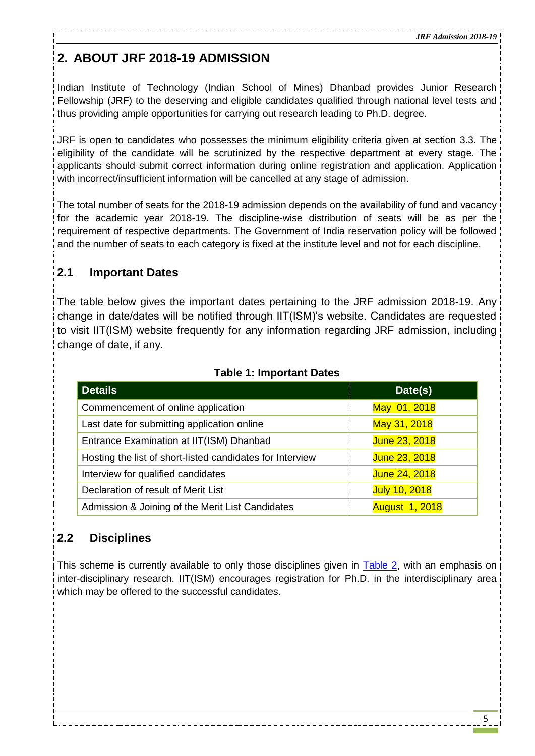## 2. ABOUT JRF 2018-19 ADMISSION

Indian Institute of Technology (Indian School of Mines) Dhanbad provides Junior Research Fellowship (JRF) to the deserving and eligible candidates qualified through national level tests and thus providing ample opportunities for carrying out research leading to Ph.D. degree.

JRF is open to candidates who possesses the minimum eligibility criteria given at section 3.3. The eligibility of the candidate will be scrutinized by the respective department at every stage. The applicants should submit correct information during online registration and application. Application with incorrect/insufficient information will be cancelled at any stage of admission.

The total number of seats for the 2018-19 admission depends on the availability of fund and vacancy for the academic year 2018-19. The discipline-wise distribution of seats will be as per the requirement of respective departments. The Government of India reservation policy will be followed and the number of seats to each category is fixed at the institute level and not for each discipline.

### 2.1 Important Dates

The table below gives the important dates pertaining to the JRF admission 2018-19. Any change in date/dates will be notified through IIT(ISM)'s website. Candidates are requested to visit IIT(ISM) website frequently for any information regarding JRF admission, including change of date, if any.

**Table 1: Important Dates**

| Details | Date(s) |
|---|---|
| Commencement of online application | May 01, 2018 |
| Last date for submitting application online | May 31, 2018 |
| Entrance Examination at IIT(ISM) Dhanbad | June 23, 2018 |
| Hosting the list of short-listed candidates for Interview | June 23, 2018 |
| Interview for qualified candidates | June 24, 2018 |
| Declaration of result of Merit List | July 10, 2018 |
| Admission & Joining of the Merit List Candidates | August 1, 2018 |

### 2.2 Disciplines

This scheme is currently available to only those disciplines given in Table 2, with an emphasis on inter-disciplinary research. IIT(ISM) encourages registration for Ph.D. in the interdisciplinary area which may be offered to the successful candidates.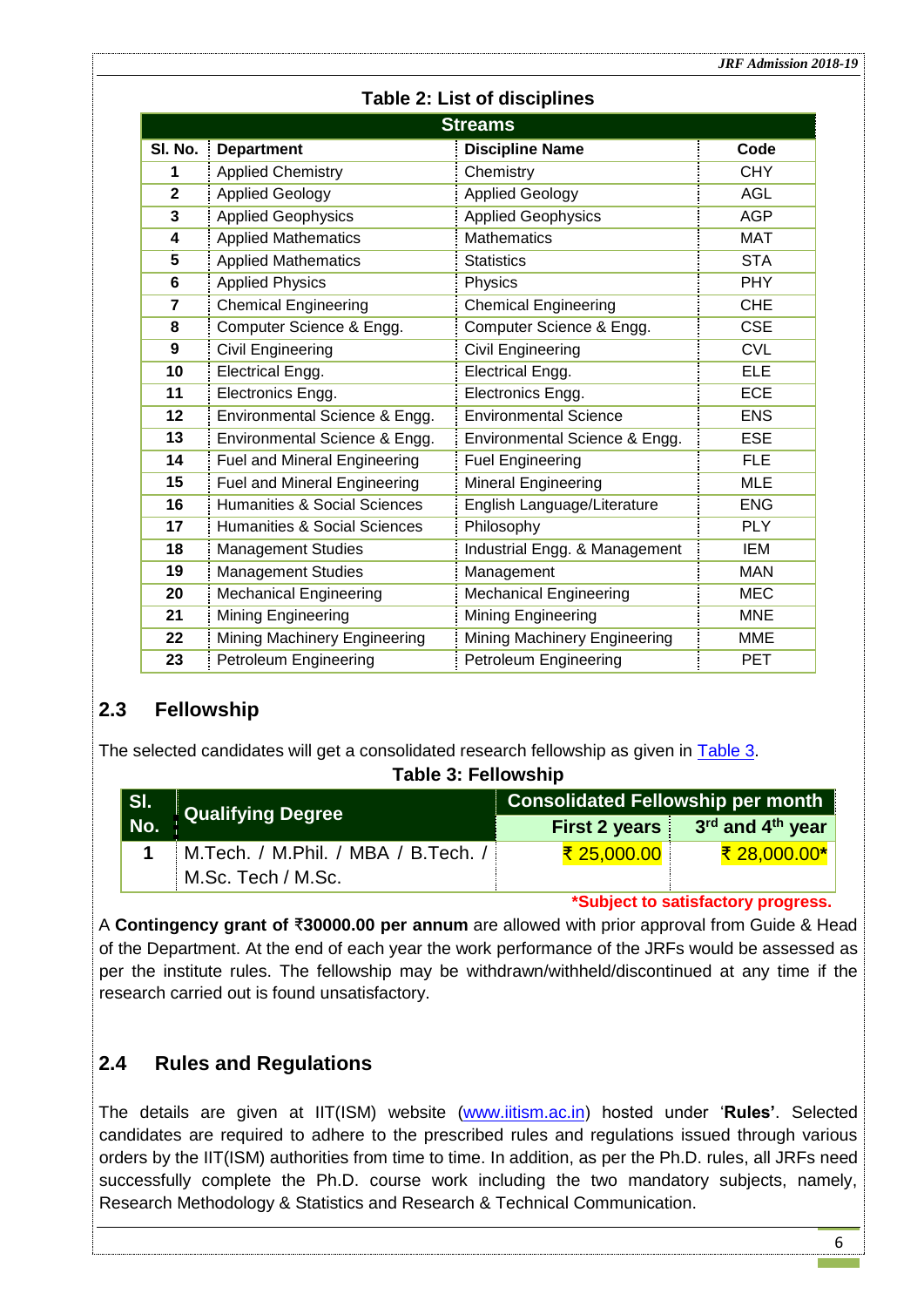**Table 2: List of disciplines**

| Streams | | | |
|---|---|---|---|
| **Sl. No.** | **Department** | **Discipline Name** | **Code** |
| **1** | Applied Chemistry | Chemistry | CHY |
| **2** | Applied Geology | Applied Geology | AGL |
| **3** | Applied Geophysics | Applied Geophysics | AGP |
| **4** | Applied Mathematics | Mathematics | MAT |
| **5** | Applied Mathematics | Statistics | STA |
| **6** | Applied Physics | Physics | PHY |
| **7** | Chemical Engineering | Chemical Engineering | CHE |
| **8** | Computer Science & Engg. | Computer Science & Engg. | CSE |
| **9** | Civil Engineering | Civil Engineering | CVL |
| **10** | Electrical Engg. | Electrical Engg. | ELE |
| **11** | Electronics Engg. | Electronics Engg. | ECE |
| **12** | Environmental Science & Engg. | Environmental Science | ENS |
| **13** | Environmental Science & Engg. | Environmental Science & Engg. | ESE |
| **14** | Fuel and Mineral Engineering | Fuel Engineering | FLE |
| **15** | Fuel and Mineral Engineering | Mineral Engineering | MLE |
| **16** | Humanities & Social Sciences | English Language/Literature | ENG |
| **17** | Humanities & Social Sciences | Philosophy | PLY |
| **18** | Management Studies | Industrial Engg. & Management | IEM |
| **19** | Management Studies | Management | MAN |
| **20** | Mechanical Engineering | Mechanical Engineering | MEC |
| **21** | Mining Engineering | Mining Engineering | MNE |
| **22** | Mining Machinery Engineering | Mining Machinery Engineering | MME |
| **23** | Petroleum Engineering | Petroleum Engineering | PET |

## 2.3 Fellowship

The selected candidates will get a consolidated research fellowship as given in Table 3.

**Table 3: Fellowship**

| **Sl. No.** | **Qualifying Degree** | **Consolidated Fellowship per month** | |
|---|---|---|---|
| | | **First 2 years** | **3rd and 4th year** |
| **1** | M.Tech. / M.Phil. / MBA / B.Tech. / M.Sc. Tech / M.Sc. | ₹ 25,000.00 | ₹ 28,000.00* |

**\*Subject to satisfactory progress.**

A **Contingency grant of ₹30000.00 per annum** are allowed with prior approval from Guide & Head of the Department. At the end of each year the work performance of the JRFs would be assessed as per the institute rules. The fellowship may be withdrawn/withheld/discontinued at any time if the research carried out is found unsatisfactory.

## 2.4 Rules and Regulations

The details are given at IIT(ISM) website (www.iitism.ac.in) hosted under '**Rules'**. Selected candidates are required to adhere to the prescribed rules and regulations issued through various orders by the IIT(ISM) authorities from time to time. In addition, as per the Ph.D. rules, all JRFs need successfully complete the Ph.D. course work including the two mandatory subjects, namely, Research Methodology & Statistics and Research & Technical Communication.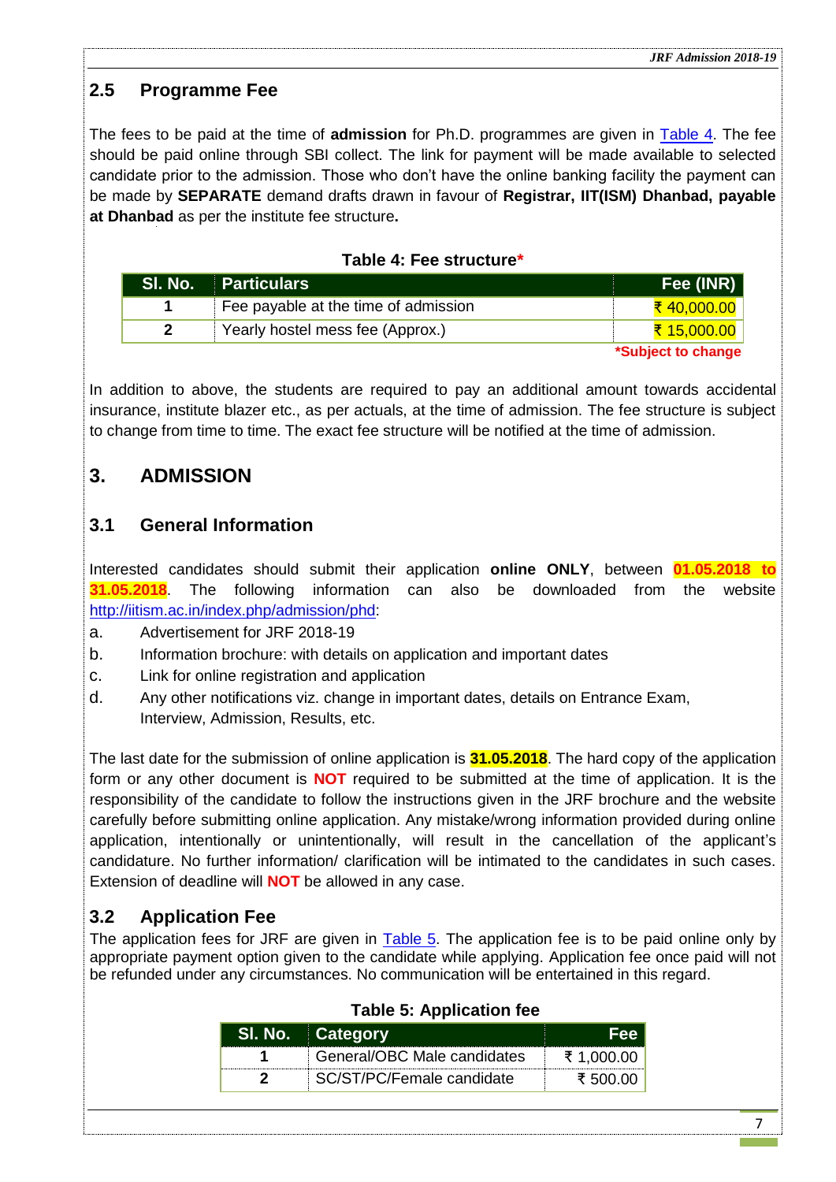## 2.5 Programme Fee

The fees to be paid at the time of **admission** for Ph.D. programmes are given in Table 4. The fee should be paid online through SBI collect. The link for payment will be made available to selected candidate prior to the admission. Those who don't have the online banking facility the payment can be made by **SEPARATE** demand drafts drawn in favour of **Registrar, IIT(ISM) Dhanbad, payable at Dhanbad** as per the institute fee structure**.**

**Table 4: Fee structure***

| Sl. No. | Particulars | Fee (INR) |
|---|---|---|
| **1** | Fee payable at the time of admission | ₹ 40,000.00 |
| **2** | Yearly hostel mess fee (Approx.) | ₹ 15,000.00 |

***Subject to change**

In addition to above, the students are required to pay an additional amount towards accidental insurance, institute blazer etc., as per actuals, at the time of admission. The fee structure is subject to change from time to time. The exact fee structure will be notified at the time of admission.

# 3. ADMISSION

## 3.1 General Information

Interested candidates should submit their application **online ONLY**, between **01.05.2018 to 31.05.2018**. The following information can also be downloaded from the website http://iitism.ac.in/index.php/admission/phd:

a. Advertisement for JRF 2018-19
b. Information brochure: with details on application and important dates
c. Link for online registration and application
d. Any other notifications viz. change in important dates, details on Entrance Exam, Interview, Admission, Results, etc.

The last date for the submission of online application is **31.05.2018**. The hard copy of the application form or any other document is **NOT** required to be submitted at the time of application. It is the responsibility of the candidate to follow the instructions given in the JRF brochure and the website carefully before submitting online application. Any mistake/wrong information provided during online application, intentionally or unintentionally, will result in the cancellation of the applicant's candidature. No further information/ clarification will be intimated to the candidates in such cases. Extension of deadline will **NOT** be allowed in any case.

## 3.2 Application Fee

The application fees for JRF are given in Table 5. The application fee is to be paid online only by appropriate payment option given to the candidate while applying. Application fee once paid will not be refunded under any circumstances. No communication will be entertained in this regard.

**Table 5: Application fee**

| Sl. No. | Category | Fee |
|---|---|---|
| **1** | General/OBC Male candidates | ₹ 1,000.00 |
| **2** | SC/ST/PC/Female candidate | ₹ 500.00 |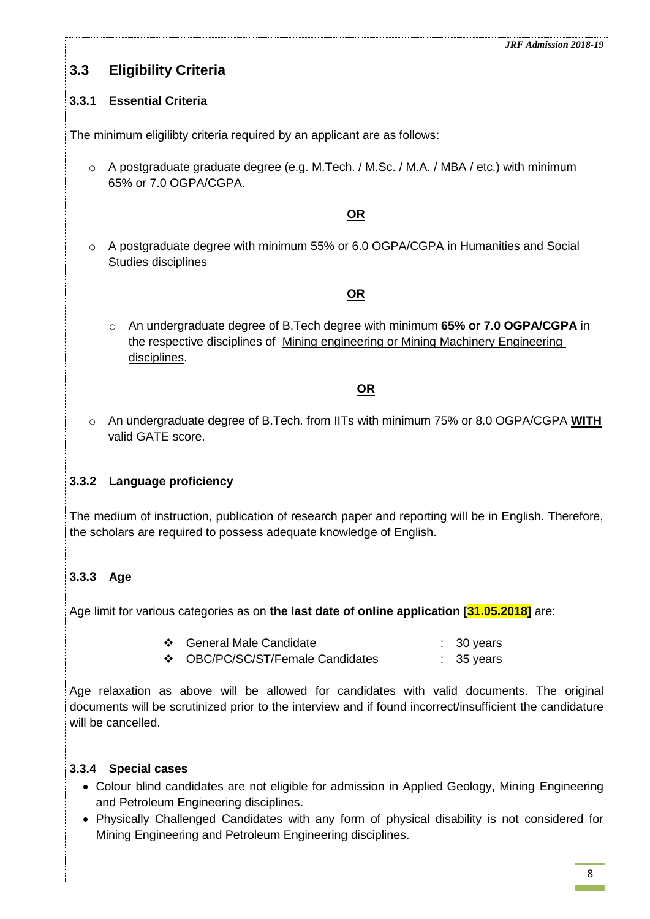## 3.3 Eligibility Criteria

### 3.3.1 Essential Criteria

The minimum eligilibty criteria required by an applicant are as follows:

- A postgraduate graduate degree (e.g. M.Tech. / M.Sc. / M.A. / MBA / etc.) with minimum 65% or 7.0 OGPA/CGPA.

**OR**

- A postgraduate degree with minimum 55% or 6.0 OGPA/CGPA in Humanities and Social Studies disciplines

**OR**

- An undergraduate degree of B.Tech degree with minimum **65% or 7.0 OGPA/CGPA** in the respective disciplines of Mining engineering or Mining Machinery Engineering disciplines.

**OR**

- An undergraduate degree of B.Tech. from IITs with minimum 75% or 8.0 OGPA/CGPA **WITH** valid GATE score.

### 3.3.2 Language proficiency

The medium of instruction, publication of research paper and reporting will be in English. Therefore, the scholars are required to possess adequate knowledge of English.

### 3.3.3 Age

Age limit for various categories as on **the last date of online application [31.05.2018]** are:

- General Male Candidate : 30 years
- OBC/PC/SC/ST/Female Candidates : 35 years

Age relaxation as above will be allowed for candidates with valid documents. The original documents will be scrutinized prior to the interview and if found incorrect/insufficient the candidature will be cancelled.

### 3.3.4 Special cases

- Colour blind candidates are not eligible for admission in Applied Geology, Mining Engineering and Petroleum Engineering disciplines.
- Physically Challenged Candidates with any form of physical disability is not considered for Mining Engineering and Petroleum Engineering disciplines.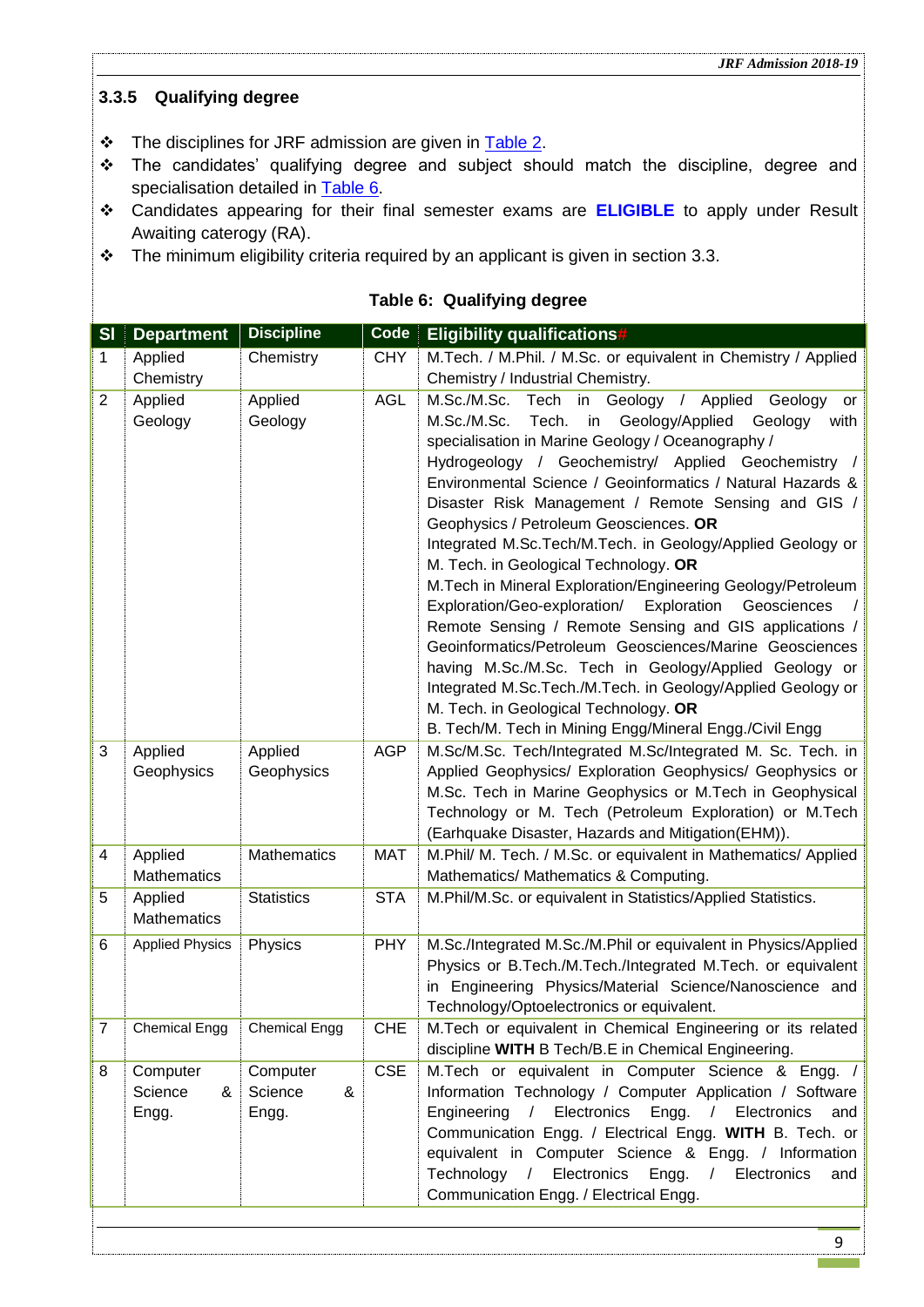### 3.3.5 Qualifying degree

- The disciplines for JRF admission are given in Table 2.
- The candidates' qualifying degree and subject should match the discipline, degree and specialisation detailed in Table 6.
- Candidates appearing for their final semester exams are **ELIGIBLE** to apply under Result Awaiting caterogy (RA).
- The minimum eligibility criteria required by an applicant is given in section 3.3.

**Table 6: Qualifying degree**

| Sl | Department | Discipline | Code | Eligibility qualifications# |
|---|---|---|---|---|
| 1 | Applied Chemistry | Chemistry | CHY | M.Tech. / M.Phil. / M.Sc. or equivalent in Chemistry / Applied Chemistry / Industrial Chemistry. |
| 2 | Applied Geology | Applied Geology | AGL | M.Sc./M.Sc. Tech in Geology / Applied Geology or M.Sc./M.Sc. Tech. in Geology/Applied Geology with specialisation in Marine Geology / Oceanography / Hydrogeology / Geochemistry/ Applied Geochemistry / Environmental Science / Geoinformatics / Natural Hazards & Disaster Risk Management / Remote Sensing and GIS / Geophysics / Petroleum Geosciences. **OR** Integrated M.Sc.Tech/M.Tech. in Geology/Applied Geology or M. Tech. in Geological Technology. **OR** M.Tech in Mineral Exploration/Engineering Geology/Petroleum Exploration/Geo-exploration/ Exploration Geosciences / Remote Sensing / Remote Sensing and GIS applications / Geoinformatics/Petroleum Geosciences/Marine Geosciences having M.Sc./M.Sc. Tech in Geology/Applied Geology or Integrated M.Sc.Tech./M.Tech. in Geology/Applied Geology or M. Tech. in Geological Technology. **OR** B. Tech/M. Tech in Mining Engg/Mineral Engg./Civil Engg |
| 3 | Applied Geophysics | Applied Geophysics | AGP | M.Sc/M.Sc. Tech/Integrated M.Sc/Integrated M. Sc. Tech. in Applied Geophysics/ Exploration Geophysics/ Geophysics or M.Sc. Tech in Marine Geophysics or M.Tech in Geophysical Technology or M. Tech (Petroleum Exploration) or M.Tech (Earhquake Disaster, Hazards and Mitigation(EHM)). |
| 4 | Applied Mathematics | Mathematics | MAT | M.Phil/ M. Tech. / M.Sc. or equivalent in Mathematics/ Applied Mathematics/ Mathematics & Computing. |
| 5 | Applied Mathematics | Statistics | STA | M.Phil/M.Sc. or equivalent in Statistics/Applied Statistics. |
| 6 | Applied Physics | Physics | PHY | M.Sc./Integrated M.Sc./M.Phil or equivalent in Physics/Applied Physics or B.Tech./M.Tech./Integrated M.Tech. or equivalent in Engineering Physics/Material Science/Nanoscience and Technology/Optoelectronics or equivalent. |
| 7 | Chemical Engg | Chemical Engg | CHE | M.Tech or equivalent in Chemical Engineering or its related discipline **WITH** B Tech/B.E in Chemical Engineering. |
| 8 | Computer Science & Engg. | Computer Science & Engg. | CSE | M.Tech or equivalent in Computer Science & Engg. / Information Technology / Computer Application / Software Engineering / Electronics Engg. / Electronics and Communication Engg. / Electrical Engg. **WITH** B. Tech. or equivalent in Computer Science & Engg. / Information Technology / Electronics Engg. / Electronics and Communication Engg. / Electrical Engg. |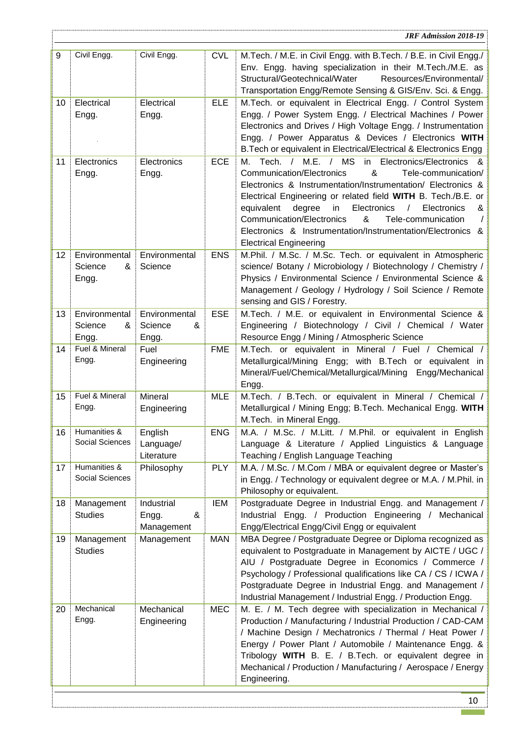| 9 | Civil Engg. | Civil Engg. | CVL | M.Tech. / M.E. in Civil Engg. with B.Tech. / B.E. in Civil Engg./ Env. Engg. having specialization in their M.Tech./M.E. as Structural/Geotechnical/Water Resources/Environmental/ Transportation Engg/Remote Sensing & GIS/Env. Sci. & Engg. |
|---|---|---|---|---|
| 10 | Electrical Engg. | Electrical Engg. | ELE | M.Tech. or equivalent in Electrical Engg. / Control System Engg. / Power System Engg. / Electrical Machines / Power Electronics and Drives / High Voltage Engg. / Instrumentation Engg. / Power Apparatus & Devices / Electronics **WITH** B.Tech or equivalent in Electrical/Electrical & Electronics Engg |
| 11 | Electronics Engg. | Electronics Engg. | ECE | M. Tech. / M.E. / MS in Electronics/Electronics & Communication/Electronics & Tele-communication/ Electronics & Instrumentation/Instrumentation/ Electronics & Electrical Engineering or related field **WITH** B. Tech./B.E. or equivalent degree in Electronics / Electronics & Communication/Electronics & Tele-communication / Electronics & Instrumentation/Instrumentation/Electronics & Electrical Engineering |
| 12 | Environmental Science & Engg. | Environmental Science | ENS | M.Phil. / M.Sc. / M.Sc. Tech. or equivalent in Atmospheric science/ Botany / Microbiology / Biotechnology / Chemistry / Physics / Environmental Science / Environmental Science & Management / Geology / Hydrology / Soil Science / Remote sensing and GIS / Forestry. |
| 13 | Environmental Science & Engg. | Environmental Science & Engg. | ESE | M.Tech. / M.E. or equivalent in Environmental Science & Engineering / Biotechnology / Civil / Chemical / Water Resource Engg / Mining / Atmospheric Science |
| 14 | Fuel & Mineral Engg. | Fuel Engineering | FME | M.Tech. or equivalent in Mineral / Fuel / Chemical / Metallurgical/Mining Engg; with B.Tech or equivalent in Mineral/Fuel/Chemical/Metallurgical/Mining Engg/Mechanical Engg. |
| 15 | Fuel & Mineral Engg. | Mineral Engineering | MLE | M.Tech. / B.Tech. or equivalent in Mineral / Chemical / Metallurgical / Mining Engg; B.Tech. Mechanical Engg. **WITH** M.Tech. in Mineral Engg. |
| 16 | Humanities & Social Sciences | English Language/ Literature | ENG | M.A. / M.Sc. / M.Litt. / M.Phil. or equivalent in English Language & Literature / Applied Linguistics & Language Teaching / English Language Teaching |
| 17 | Humanities & Social Sciences | Philosophy | PLY | M.A. / M.Sc. / M.Com / MBA or equivalent degree or Master's in Engg. / Technology or equivalent degree or M.A. / M.Phil. in Philosophy or equivalent. |
| 18 | Management Studies | Industrial Engg. & Management | IEM | Postgraduate Degree in Industrial Engg. and Management / Industrial Engg. / Production Engineering / Mechanical Engg/Electrical Engg/Civil Engg or equivalent |
| 19 | Management Studies | Management | MAN | MBA Degree / Postgraduate Degree or Diploma recognized as equivalent to Postgraduate in Management by AICTE / UGC / AIU / Postgraduate Degree in Economics / Commerce / Psychology / Professional qualifications like CA / CS / ICWA / Postgraduate Degree in Industrial Engg. and Management / Industrial Management / Industrial Engg. / Production Engg. |
| 20 | Mechanical Engg. | Mechanical Engineering | MEC | M. E. / M. Tech degree with specialization in Mechanical / Production / Manufacturing / Industrial Production / CAD-CAM / Machine Design / Mechatronics / Thermal / Heat Power / Energy / Power Plant / Automobile / Maintenance Engg. & Tribology **WITH** B. E. / B.Tech. or equivalent degree in Mechanical / Production / Manufacturing / Aerospace / Energy Engineering. |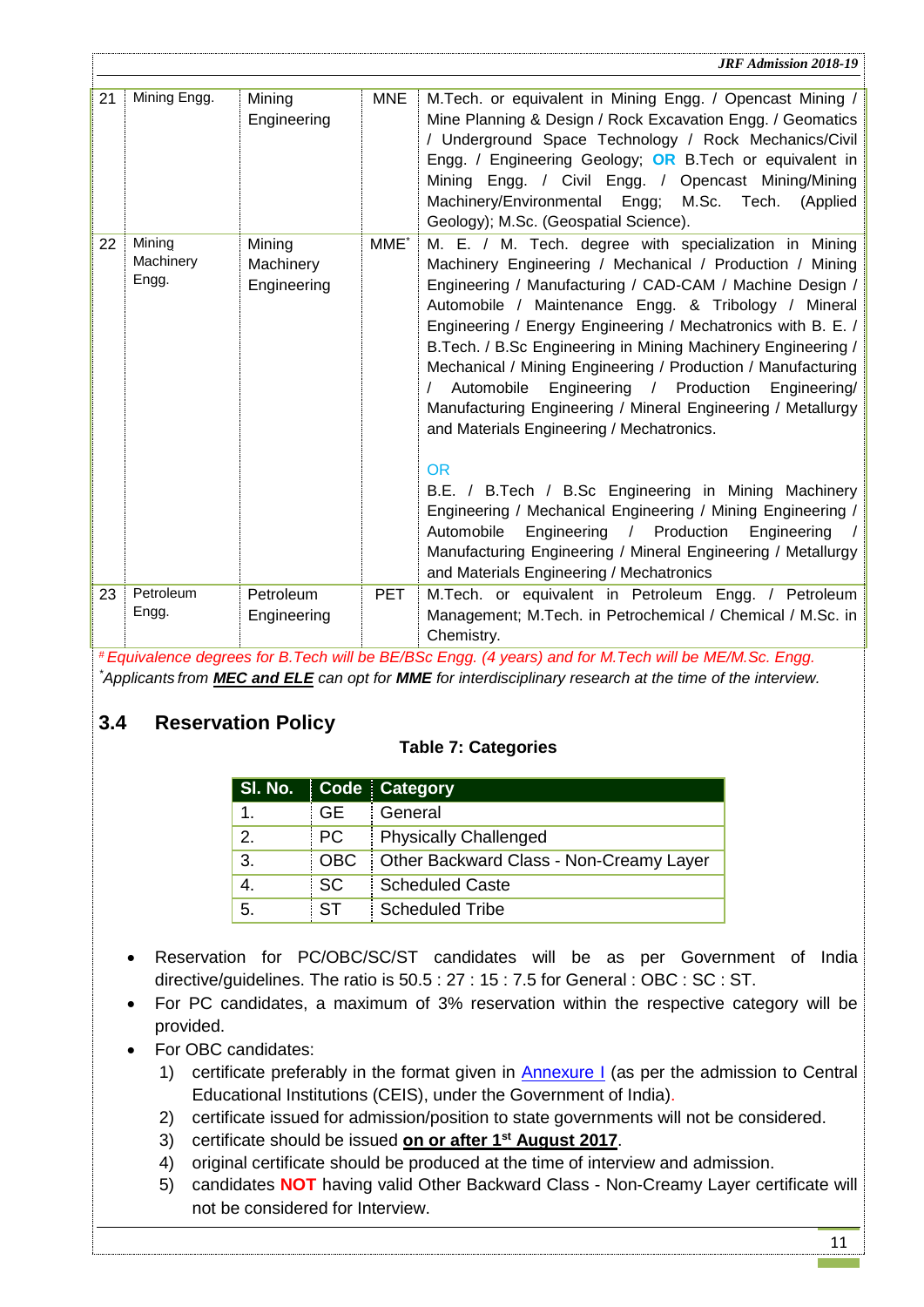| 21 | Mining Engg. | Mining Engineering | MNE | M.Tech. or equivalent in Mining Engg. / Opencast Mining / Mine Planning & Design / Rock Excavation Engg. / Geomatics / Underground Space Technology / Rock Mechanics/Civil Engg. / Engineering Geology; **OR** B.Tech or equivalent in Mining Engg. / Civil Engg. / Opencast Mining/Mining Machinery/Environmental Engg; M.Sc. Tech. (Applied Geology); M.Sc. (Geospatial Science). |
|---|---|---|---|---|
| 22 | Mining Machinery Engg. | Mining Machinery Engineering | MME* | M. E. / M. Tech. degree with specialization in Mining Machinery Engineering / Mechanical / Production / Mining Engineering / Manufacturing / CAD-CAM / Machine Design / Automobile / Maintenance Engg. & Tribology / Mineral Engineering / Energy Engineering / Mechatronics with B. E. / B.Tech. / B.Sc Engineering in Mining Machinery Engineering / Mechanical / Mining Engineering / Production / Manufacturing / Automobile Engineering / Production Engineering/ Manufacturing Engineering / Mineral Engineering / Metallurgy and Materials Engineering / Mechatronics.<br><br>OR<br>B.E. / B.Tech / B.Sc Engineering in Mining Machinery Engineering / Mechanical Engineering / Mining Engineering / Automobile Engineering / Production Engineering / Manufacturing Engineering / Mineral Engineering / Metallurgy and Materials Engineering / Mechatronics |
| 23 | Petroleum Engg. | Petroleum Engineering | PET | M.Tech. or equivalent in Petroleum Engg. / Petroleum Management; M.Tech. in Petrochemical / Chemical / M.Sc. in Chemistry. |

*# Equivalence degrees for B.Tech will be BE/BSc Engg. (4 years) and for M.Tech will be ME/M.Sc. Engg.*

*\*Applicants from **MEC and ELE** can opt for **MME** for interdisciplinary research at the time of the interview.*

## 3.4 Reservation Policy

**Table 7: Categories**

| Sl. No. | Code | Category |
|---|---|---|
| 1. | GE | General |
| 2. | PC | Physically Challenged |
| 3. | OBC | Other Backward Class - Non-Creamy Layer |
| 4. | SC | Scheduled Caste |
| 5. | ST | Scheduled Tribe |

- Reservation for PC/OBC/SC/ST candidates will be as per Government of India directive/guidelines. The ratio is 50.5 : 27 : 15 : 7.5 for General : OBC : SC : ST.
- For PC candidates, a maximum of 3% reservation within the respective category will be provided.
- For OBC candidates:
  1) certificate preferably in the format given in Annexure I (as per the admission to Central Educational Institutions (CEIS), under the Government of India).
  2) certificate issued for admission/position to state governments will not be considered.
  3) certificate should be issued **on or after 1st August 2017**.
  4) original certificate should be produced at the time of interview and admission.
  5) candidates **NOT** having valid Other Backward Class - Non-Creamy Layer certificate will not be considered for Interview.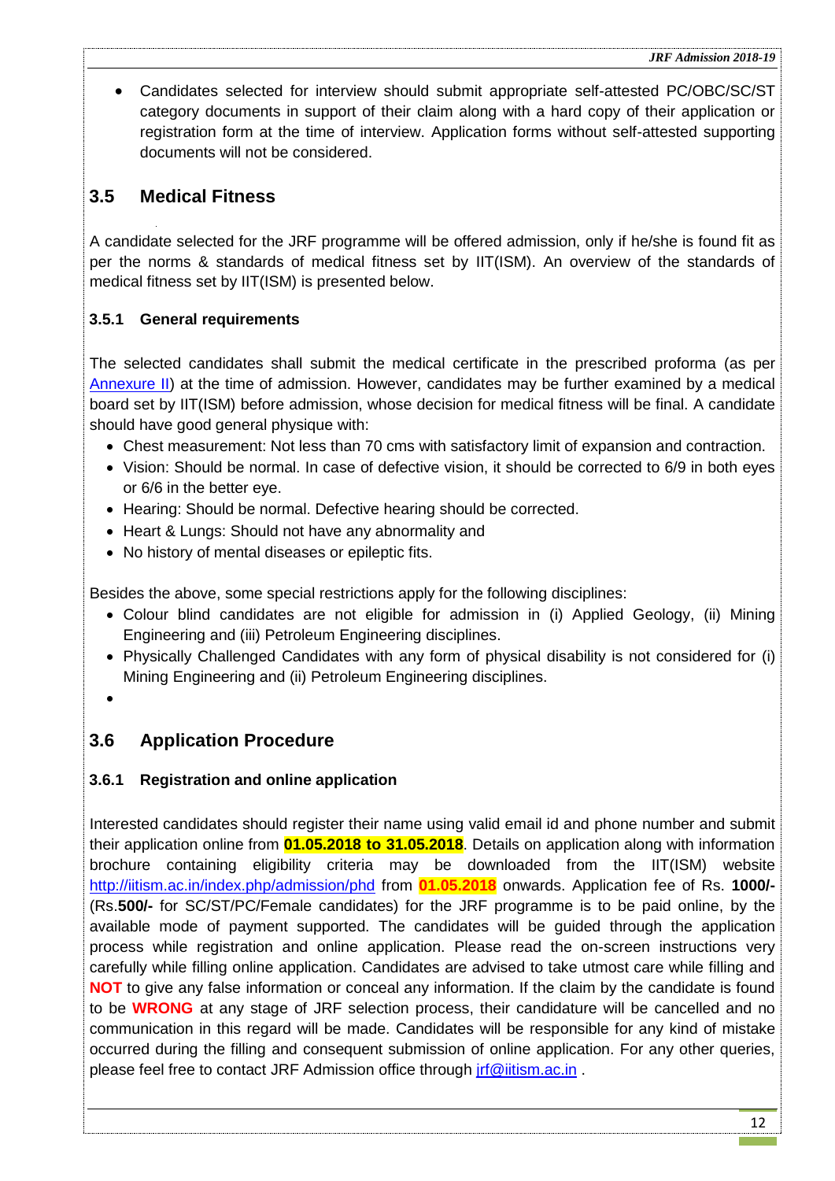- Candidates selected for interview should submit appropriate self-attested PC/OBC/SC/ST category documents in support of their claim along with a hard copy of their application or registration form at the time of interview. Application forms without self-attested supporting documents will not be considered.

## 3.5 Medical Fitness

A candidate selected for the JRF programme will be offered admission, only if he/she is found fit as per the norms & standards of medical fitness set by IIT(ISM). An overview of the standards of medical fitness set by IIT(ISM) is presented below.

### 3.5.1 General requirements

The selected candidates shall submit the medical certificate in the prescribed proforma (as per Annexure II) at the time of admission. However, candidates may be further examined by a medical board set by IIT(ISM) before admission, whose decision for medical fitness will be final. A candidate should have good general physique with:

- Chest measurement: Not less than 70 cms with satisfactory limit of expansion and contraction.
- Vision: Should be normal. In case of defective vision, it should be corrected to 6/9 in both eyes or 6/6 in the better eye.
- Hearing: Should be normal. Defective hearing should be corrected.
- Heart & Lungs: Should not have any abnormality and
- No history of mental diseases or epileptic fits.

Besides the above, some special restrictions apply for the following disciplines:

- Colour blind candidates are not eligible for admission in (i) Applied Geology, (ii) Mining Engineering and (iii) Petroleum Engineering disciplines.
- Physically Challenged Candidates with any form of physical disability is not considered for (i) Mining Engineering and (ii) Petroleum Engineering disciplines.

## 3.6 Application Procedure

### 3.6.1 Registration and online application

Interested candidates should register their name using valid email id and phone number and submit their application online from **01.05.2018 to 31.05.2018**. Details on application along with information brochure containing eligibility criteria may be downloaded from the IIT(ISM) website http://iitism.ac.in/index.php/admission/phd from **01.05.2018** onwards. Application fee of Rs. **1000/-** (Rs.**500/-** for SC/ST/PC/Female candidates) for the JRF programme is to be paid online, by the available mode of payment supported. The candidates will be guided through the application process while registration and online application. Please read the on-screen instructions very carefully while filling online application. Candidates are advised to take utmost care while filling and **NOT** to give any false information or conceal any information. If the claim by the candidate is found to be **WRONG** at any stage of JRF selection process, their candidature will be cancelled and no communication in this regard will be made. Candidates will be responsible for any kind of mistake occurred during the filling and consequent submission of online application. For any other queries, please feel free to contact JRF Admission office through jrf@iitism.ac.in .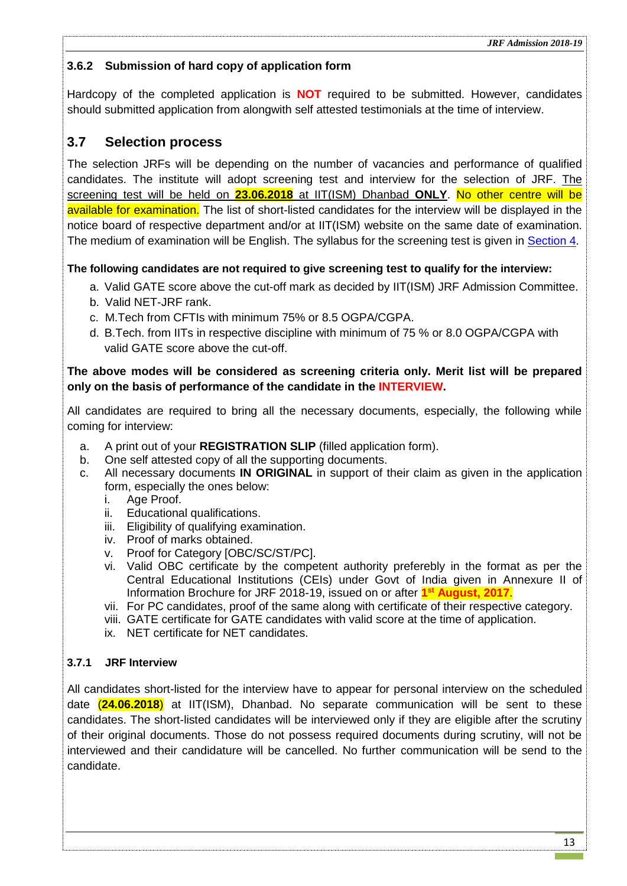#### 3.6.2 Submission of hard copy of application form

Hardcopy of the completed application is **NOT** required to be submitted. However, candidates should submitted application from alongwith self attested testimonials at the time of interview.

### 3.7 Selection process

The selection JRFs will be depending on the number of vacancies and performance of qualified candidates. The institute will adopt screening test and interview for the selection of JRF. The screening test will be held on **23.06.2018** at IIT(ISM) Dhanbad **ONLY**. No other centre will be available for examination. The list of short-listed candidates for the interview will be displayed in the notice board of respective department and/or at IIT(ISM) website on the same date of examination. The medium of examination will be English. The syllabus for the screening test is given in Section 4.

**The following candidates are not required to give screening test to qualify for the interview:**

a. Valid GATE score above the cut-off mark as decided by IIT(ISM) JRF Admission Committee.
b. Valid NET-JRF rank.
c. M.Tech from CFTIs with minimum 75% or 8.5 OGPA/CGPA.
d. B.Tech. from IITs in respective discipline with minimum of 75 % or 8.0 OGPA/CGPA with valid GATE score above the cut-off.

**The above modes will be considered as screening criteria only. Merit list will be prepared only on the basis of performance of the candidate in the INTERVIEW.**

All candidates are required to bring all the necessary documents, especially, the following while coming for interview:

a. A print out of your **REGISTRATION SLIP** (filled application form).
b. One self attested copy of all the supporting documents.
c. All necessary documents **IN ORIGINAL** in support of their claim as given in the application form, especially the ones below:
   i. Age Proof.
   ii. Educational qualifications.
   iii. Eligibility of qualifying examination.
   iv. Proof of marks obtained.
   v. Proof for Category [OBC/SC/ST/PC].
   vi. Valid OBC certificate by the competent authority preferebly in the format as per the Central Educational Institutions (CEIs) under Govt of India given in Annexure II of Information Brochure for JRF 2018-19, issued on or after **1st August, 2017**.
   vii. For PC candidates, proof of the same along with certificate of their respective category.
   viii. GATE certificate for GATE candidates with valid score at the time of application.
   ix. NET certificate for NET candidates.

#### 3.7.1 JRF Interview

All candidates short-listed for the interview have to appear for personal interview on the scheduled date (**24.06.2018**) at IIT(ISM), Dhanbad. No separate communication will be sent to these candidates. The short-listed candidates will be interviewed only if they are eligible after the scrutiny of their original documents. Those do not possess required documents during scrutiny, will not be interviewed and their candidature will be cancelled. No further communication will be send to the candidate.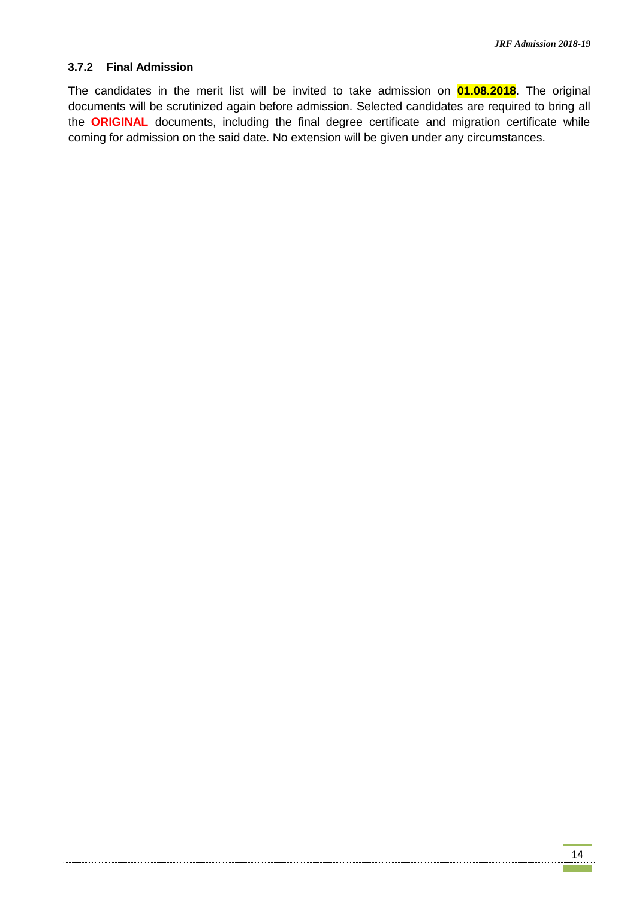### 3.7.2 Final Admission

The candidates in the merit list will be invited to take admission on **01.08.2018**. The original documents will be scrutinized again before admission. Selected candidates are required to bring all the **ORIGINAL** documents, including the final degree certificate and migration certificate while coming for admission on the said date. No extension will be given under any circumstances.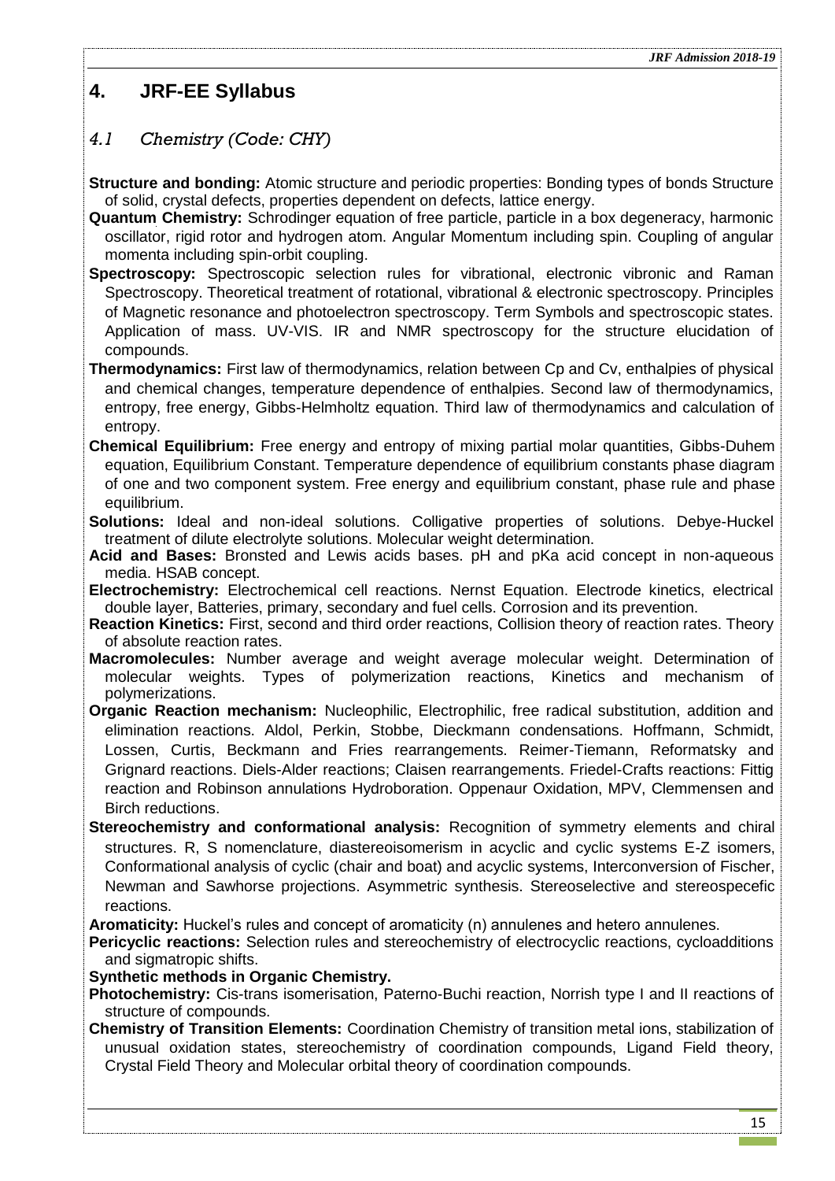# 4. JRF-EE Syllabus

## *4.1 Chemistry (Code: CHY)*

**Structure and bonding:** Atomic structure and periodic properties: Bonding types of bonds Structure of solid, crystal defects, properties dependent on defects, lattice energy.

**Quantum Chemistry:** Schrodinger equation of free particle, particle in a box degeneracy, harmonic oscillator, rigid rotor and hydrogen atom. Angular Momentum including spin. Coupling of angular momenta including spin-orbit coupling.

**Spectroscopy:** Spectroscopic selection rules for vibrational, electronic vibronic and Raman Spectroscopy. Theoretical treatment of rotational, vibrational & electronic spectroscopy. Principles of Magnetic resonance and photoelectron spectroscopy. Term Symbols and spectroscopic states. Application of mass. UV-VIS. IR and NMR spectroscopy for the structure elucidation of compounds.

**Thermodynamics:** First law of thermodynamics, relation between Cp and Cv, enthalpies of physical and chemical changes, temperature dependence of enthalpies. Second law of thermodynamics, entropy, free energy, Gibbs-Helmholtz equation. Third law of thermodynamics and calculation of entropy.

**Chemical Equilibrium:** Free energy and entropy of mixing partial molar quantities, Gibbs-Duhem equation, Equilibrium Constant. Temperature dependence of equilibrium constants phase diagram of one and two component system. Free energy and equilibrium constant, phase rule and phase equilibrium.

**Solutions:** Ideal and non-ideal solutions. Colligative properties of solutions. Debye-Huckel treatment of dilute electrolyte solutions. Molecular weight determination.

**Acid and Bases:** Bronsted and Lewis acids bases. pH and pKa acid concept in non-aqueous media. HSAB concept.

**Electrochemistry:** Electrochemical cell reactions. Nernst Equation. Electrode kinetics, electrical double layer, Batteries, primary, secondary and fuel cells. Corrosion and its prevention.

**Reaction Kinetics:** First, second and third order reactions, Collision theory of reaction rates. Theory of absolute reaction rates.

**Macromolecules:** Number average and weight average molecular weight. Determination of molecular weights. Types of polymerization reactions, Kinetics and mechanism of polymerizations.

**Organic Reaction mechanism:** Nucleophilic, Electrophilic, free radical substitution, addition and elimination reactions. Aldol, Perkin, Stobbe, Dieckmann condensations. Hoffmann, Schmidt, Lossen, Curtis, Beckmann and Fries rearrangements. Reimer-Tiemann, Reformatsky and Grignard reactions. Diels-Alder reactions; Claisen rearrangements. Friedel-Crafts reactions: Fittig reaction and Robinson annulations Hydroboration. Oppenaur Oxidation, MPV, Clemmensen and Birch reductions.

**Stereochemistry and conformational analysis:** Recognition of symmetry elements and chiral structures. R, S nomenclature, diastereoisomerism in acyclic and cyclic systems E-Z isomers, Conformational analysis of cyclic (chair and boat) and acyclic systems, Interconversion of Fischer, Newman and Sawhorse projections. Asymmetric synthesis. Stereoselective and stereospecefic reactions.

**Aromaticity:** Huckel's rules and concept of aromaticity (n) annulenes and hetero annulenes.

**Pericyclic reactions:** Selection rules and stereochemistry of electrocyclic reactions, cycloadditions and sigmatropic shifts.

**Synthetic methods in Organic Chemistry.**

**Photochemistry:** Cis-trans isomerisation, Paterno-Buchi reaction, Norrish type I and II reactions of structure of compounds.

**Chemistry of Transition Elements:** Coordination Chemistry of transition metal ions, stabilization of unusual oxidation states, stereochemistry of coordination compounds, Ligand Field theory, Crystal Field Theory and Molecular orbital theory of coordination compounds.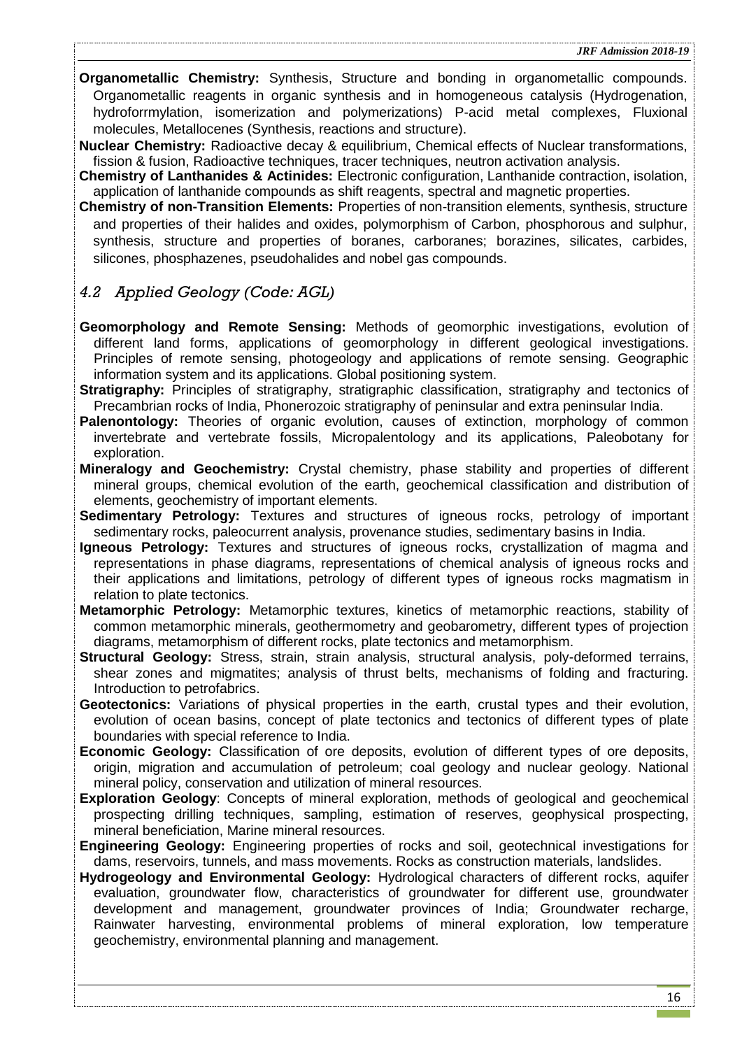**Organometallic Chemistry:** Synthesis, Structure and bonding in organometallic compounds. Organometallic reagents in organic synthesis and in homogeneous catalysis (Hydrogenation, hydroforrmylation, isomerization and polymerizations) P-acid metal complexes, Fluxional molecules, Metallocenes (Synthesis, reactions and structure).

**Nuclear Chemistry:** Radioactive decay & equilibrium, Chemical effects of Nuclear transformations, fission & fusion, Radioactive techniques, tracer techniques, neutron activation analysis.

**Chemistry of Lanthanides & Actinides:** Electronic configuration, Lanthanide contraction, isolation, application of lanthanide compounds as shift reagents, spectral and magnetic properties.

**Chemistry of non-Transition Elements:** Properties of non-transition elements, synthesis, structure and properties of their halides and oxides, polymorphism of Carbon, phosphorous and sulphur, synthesis, structure and properties of boranes, carboranes; borazines, silicates, carbides, silicones, phosphazenes, pseudohalides and nobel gas compounds.

## *4.2 Applied Geology (Code: AGL)*

**Geomorphology and Remote Sensing:** Methods of geomorphic investigations, evolution of different land forms, applications of geomorphology in different geological investigations. Principles of remote sensing, photogeology and applications of remote sensing. Geographic information system and its applications. Global positioning system.

**Stratigraphy:** Principles of stratigraphy, stratigraphic classification, stratigraphy and tectonics of Precambrian rocks of India, Phonerozoic stratigraphy of peninsular and extra peninsular India.

**Palenontology:** Theories of organic evolution, causes of extinction, morphology of common invertebrate and vertebrate fossils, Micropalentology and its applications, Paleobotany for exploration.

**Mineralogy and Geochemistry:** Crystal chemistry, phase stability and properties of different mineral groups, chemical evolution of the earth, geochemical classification and distribution of elements, geochemistry of important elements.

**Sedimentary Petrology:** Textures and structures of igneous rocks, petrology of important sedimentary rocks, paleocurrent analysis, provenance studies, sedimentary basins in India.

**Igneous Petrology:** Textures and structures of igneous rocks, crystallization of magma and representations in phase diagrams, representations of chemical analysis of igneous rocks and their applications and limitations, petrology of different types of igneous rocks magmatism in relation to plate tectonics.

**Metamorphic Petrology:** Metamorphic textures, kinetics of metamorphic reactions, stability of common metamorphic minerals, geothermometry and geobarometry, different types of projection diagrams, metamorphism of different rocks, plate tectonics and metamorphism.

**Structural Geology:** Stress, strain, strain analysis, structural analysis, poly-deformed terrains, shear zones and migmatites; analysis of thrust belts, mechanisms of folding and fracturing. Introduction to petrofabrics.

**Geotectonics:** Variations of physical properties in the earth, crustal types and their evolution, evolution of ocean basins, concept of plate tectonics and tectonics of different types of plate boundaries with special reference to India.

**Economic Geology:** Classification of ore deposits, evolution of different types of ore deposits, origin, migration and accumulation of petroleum; coal geology and nuclear geology. National mineral policy, conservation and utilization of mineral resources.

**Exploration Geology**: Concepts of mineral exploration, methods of geological and geochemical prospecting drilling techniques, sampling, estimation of reserves, geophysical prospecting, mineral beneficiation, Marine mineral resources.

**Engineering Geology:** Engineering properties of rocks and soil, geotechnical investigations for dams, reservoirs, tunnels, and mass movements. Rocks as construction materials, landslides.

**Hydrogeology and Environmental Geology:** Hydrological characters of different rocks, aquifer evaluation, groundwater flow, characteristics of groundwater for different use, groundwater development and management, groundwater provinces of India; Groundwater recharge, Rainwater harvesting, environmental problems of mineral exploration, low temperature geochemistry, environmental planning and management.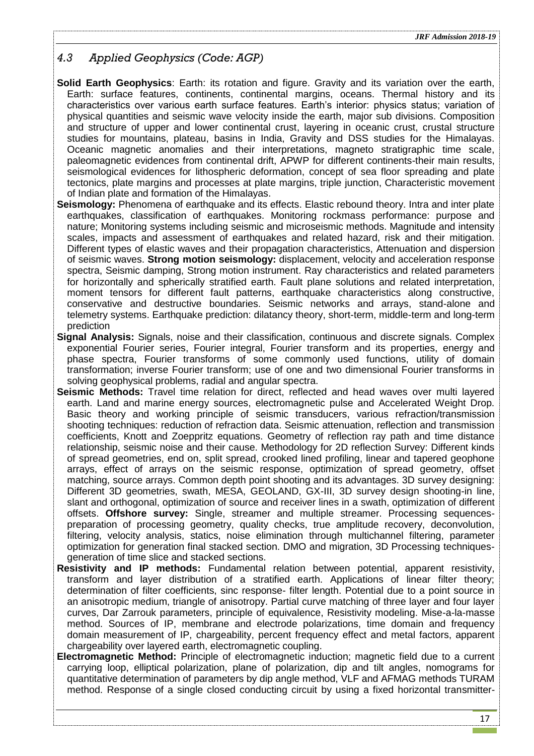## 4.3 Applied Geophysics (Code: AGP)

**Solid Earth Geophysics**: Earth: its rotation and figure. Gravity and its variation over the earth, Earth: surface features, continents, continental margins, oceans. Thermal history and its characteristics over various earth surface features. Earth's interior: physics status; variation of physical quantities and seismic wave velocity inside the earth, major sub divisions. Composition and structure of upper and lower continental crust, layering in oceanic crust, crustal structure studies for mountains, plateau, basins in India, Gravity and DSS studies for the Himalayas. Oceanic magnetic anomalies and their interpretations, magneto stratigraphic time scale, paleomagnetic evidences from continental drift, APWP for different continents-their main results, seismological evidences for lithospheric deformation, concept of sea floor spreading and plate tectonics, plate margins and processes at plate margins, triple junction, Characteristic movement of Indian plate and formation of the Himalayas.

**Seismology:** Phenomena of earthquake and its effects. Elastic rebound theory. Intra and inter plate earthquakes, classification of earthquakes. Monitoring rockmass performance: purpose and nature; Monitoring systems including seismic and microseismic methods. Magnitude and intensity scales, impacts and assessment of earthquakes and related hazard, risk and their mitigation. Different types of elastic waves and their propagation characteristics, Attenuation and dispersion of seismic waves. **Strong motion seismology:** displacement, velocity and acceleration response spectra, Seismic damping, Strong motion instrument. Ray characteristics and related parameters for horizontally and spherically stratified earth. Fault plane solutions and related interpretation, moment tensors for different fault patterns, earthquake characteristics along constructive, conservative and destructive boundaries. Seismic networks and arrays, stand-alone and telemetry systems. Earthquake prediction: dilatancy theory, short-term, middle-term and long-term prediction

**Signal Analysis:** Signals, noise and their classification, continuous and discrete signals. Complex exponential Fourier series, Fourier integral, Fourier transform and its properties, energy and phase spectra, Fourier transforms of some commonly used functions, utility of domain transformation; inverse Fourier transform; use of one and two dimensional Fourier transforms in solving geophysical problems, radial and angular spectra.

**Seismic Methods:** Travel time relation for direct, reflected and head waves over multi layered earth. Land and marine energy sources, electromagnetic pulse and Accelerated Weight Drop. Basic theory and working principle of seismic transducers, various refraction/transmission shooting techniques: reduction of refraction data. Seismic attenuation, reflection and transmission coefficients, Knott and Zoeppritz equations. Geometry of reflection ray path and time distance relationship, seismic noise and their cause. Methodology for 2D reflection Survey: Different kinds of spread geometries, end on, split spread, crooked lined profiling, linear and tapered geophone arrays, effect of arrays on the seismic response, optimization of spread geometry, offset matching, source arrays. Common depth point shooting and its advantages. 3D survey designing: Different 3D geometries, swath, MESA, GEOLAND, GX-III, 3D survey design shooting-in line, slant and orthogonal, optimization of source and receiver lines in a swath, optimization of different offsets. **Offshore survey:** Single, streamer and multiple streamer. Processing sequences-preparation of processing geometry, quality checks, true amplitude recovery, deconvolution, filtering, velocity analysis, statics, noise elimination through multichannel filtering, parameter optimization for generation final stacked section. DMO and migration, 3D Processing techniques-generation of time slice and stacked sections.

**Resistivity and IP methods:** Fundamental relation between potential, apparent resistivity, transform and layer distribution of a stratified earth. Applications of linear filter theory; determination of filter coefficients, sinc response- filter length. Potential due to a point source in an anisotropic medium, triangle of anisotropy. Partial curve matching of three layer and four layer curves, Dar Zarrouk parameters, principle of equivalence, Resistivity modeling. Mise-a-la-masse method. Sources of IP, membrane and electrode polarizations, time domain and frequency domain measurement of IP, chargeability, percent frequency effect and metal factors, apparent chargeability over layered earth, electromagnetic coupling.

**Electromagnetic Method:** Principle of electromagnetic induction; magnetic field due to a current carrying loop, elliptical polarization, plane of polarization, dip and tilt angles, nomograms for quantitative determination of parameters by dip angle method, VLF and AFMAG methods TURAM method. Response of a single closed conducting circuit by using a fixed horizontal transmitter-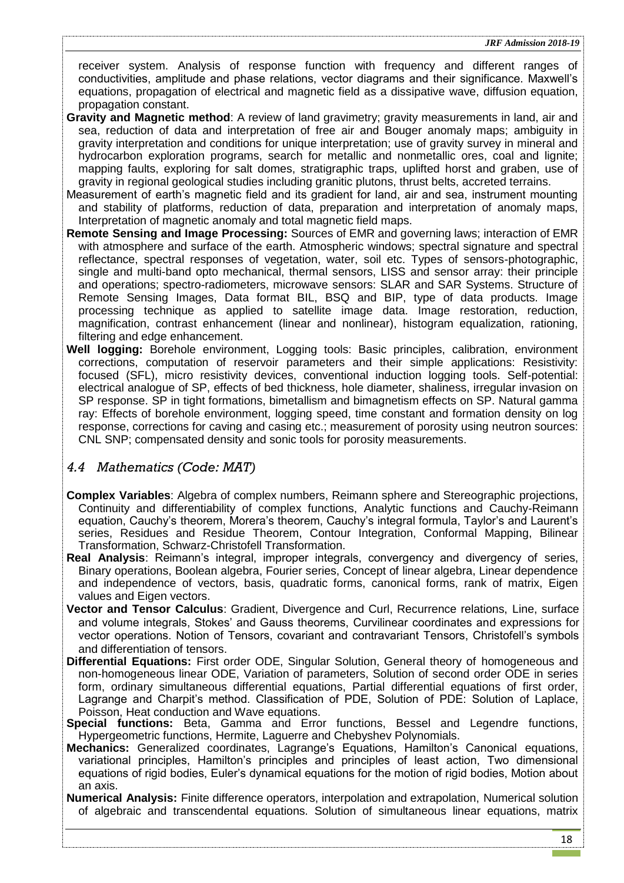receiver system. Analysis of response function with frequency and different ranges of conductivities, amplitude and phase relations, vector diagrams and their significance. Maxwell's equations, propagation of electrical and magnetic field as a dissipative wave, diffusion equation, propagation constant.

**Gravity and Magnetic method**: A review of land gravimetry; gravity measurements in land, air and sea, reduction of data and interpretation of free air and Bouger anomaly maps; ambiguity in gravity interpretation and conditions for unique interpretation; use of gravity survey in mineral and hydrocarbon exploration programs, search for metallic and nonmetallic ores, coal and lignite; mapping faults, exploring for salt domes, stratigraphic traps, uplifted horst and graben, use of gravity in regional geological studies including granitic plutons, thrust belts, accreted terrains.

Measurement of earth's magnetic field and its gradient for land, air and sea, instrument mounting and stability of platforms, reduction of data, preparation and interpretation of anomaly maps, Interpretation of magnetic anomaly and total magnetic field maps.

**Remote Sensing and Image Processing:** Sources of EMR and governing laws; interaction of EMR with atmosphere and surface of the earth. Atmospheric windows; spectral signature and spectral reflectance, spectral responses of vegetation, water, soil etc. Types of sensors-photographic, single and multi-band opto mechanical, thermal sensors, LISS and sensor array: their principle and operations; spectro-radiometers, microwave sensors: SLAR and SAR Systems. Structure of Remote Sensing Images, Data format BIL, BSQ and BIP, type of data products. Image processing technique as applied to satellite image data. Image restoration, reduction, magnification, contrast enhancement (linear and nonlinear), histogram equalization, rationing, filtering and edge enhancement.

**Well logging:** Borehole environment, Logging tools: Basic principles, calibration, environment corrections, computation of reservoir parameters and their simple applications: Resistivity: focused (SFL), micro resistivity devices, conventional induction logging tools. Self-potential: electrical analogue of SP, effects of bed thickness, hole diameter, shaliness, irregular invasion on SP response. SP in tight formations, bimetallism and bimagnetism effects on SP. Natural gamma ray: Effects of borehole environment, logging speed, time constant and formation density on log response, corrections for caving and casing etc.; measurement of porosity using neutron sources: CNL SNP; compensated density and sonic tools for porosity measurements.

### *4.4 Mathematics (Code: MAT)*

**Complex Variables**: Algebra of complex numbers, Reimann sphere and Stereographic projections, Continuity and differentiability of complex functions, Analytic functions and Cauchy-Reimann equation, Cauchy's theorem, Morera's theorem, Cauchy's integral formula, Taylor's and Laurent's series, Residues and Residue Theorem, Contour Integration, Conformal Mapping, Bilinear Transformation, Schwarz-Christofell Transformation.

**Real Analysis**: Reimann's integral, improper integrals, convergency and divergency of series, Binary operations, Boolean algebra, Fourier series, Concept of linear algebra, Linear dependence and independence of vectors, basis, quadratic forms, canonical forms, rank of matrix, Eigen values and Eigen vectors.

**Vector and Tensor Calculus**: Gradient, Divergence and Curl, Recurrence relations, Line, surface and volume integrals, Stokes' and Gauss theorems, Curvilinear coordinates and expressions for vector operations. Notion of Tensors, covariant and contravariant Tensors, Christofell's symbols and differentiation of tensors.

**Differential Equations:** First order ODE, Singular Solution, General theory of homogeneous and non-homogeneous linear ODE, Variation of parameters, Solution of second order ODE in series form, ordinary simultaneous differential equations, Partial differential equations of first order, Lagrange and Charpit's method. Classification of PDE, Solution of PDE: Solution of Laplace, Poisson, Heat conduction and Wave equations.

**Special functions:** Beta, Gamma and Error functions, Bessel and Legendre functions, Hypergeometric functions, Hermite, Laguerre and Chebyshev Polynomials.

**Mechanics:** Generalized coordinates, Lagrange's Equations, Hamilton's Canonical equations, variational principles, Hamilton's principles and principles of least action, Two dimensional equations of rigid bodies, Euler's dynamical equations for the motion of rigid bodies, Motion about an axis.

**Numerical Analysis:** Finite difference operators, interpolation and extrapolation, Numerical solution of algebraic and transcendental equations. Solution of simultaneous linear equations, matrix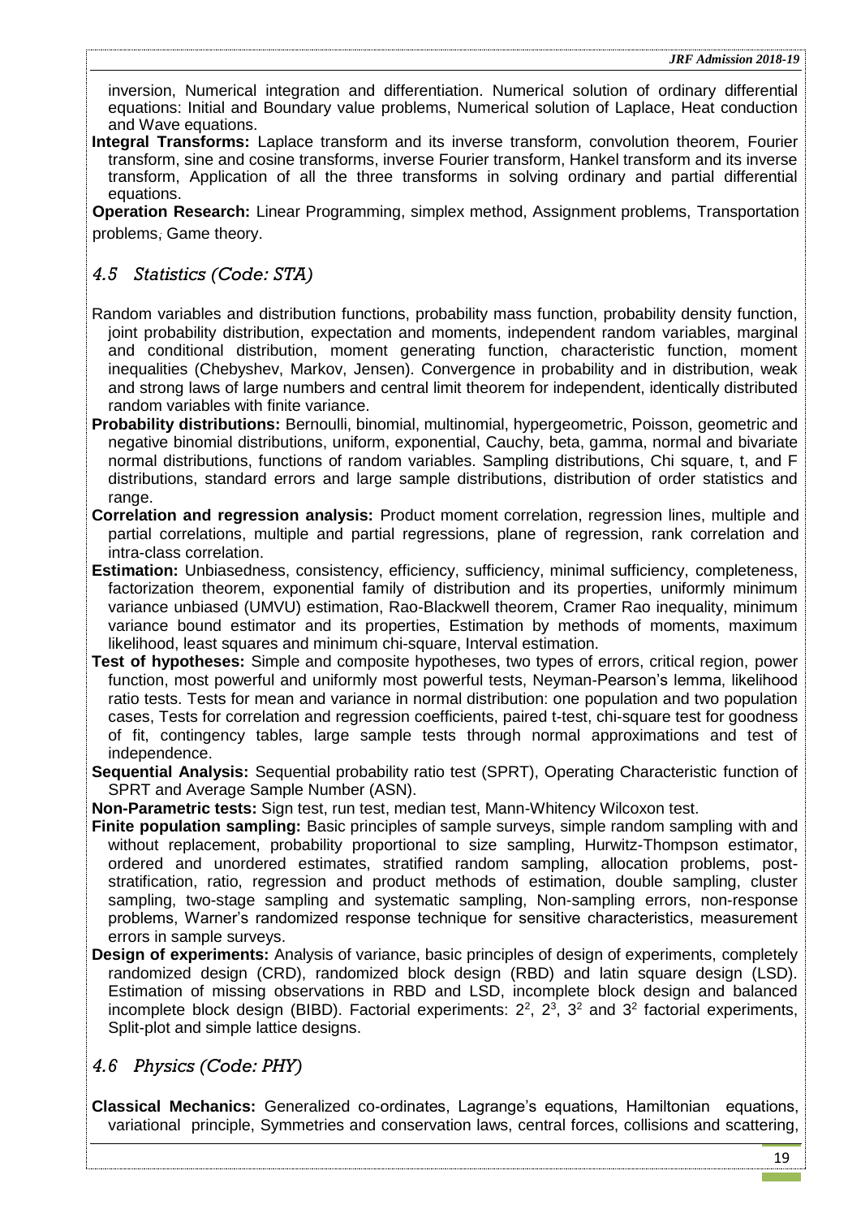inversion, Numerical integration and differentiation. Numerical solution of ordinary differential equations: Initial and Boundary value problems, Numerical solution of Laplace, Heat conduction and Wave equations.

**Integral Transforms:** Laplace transform and its inverse transform, convolution theorem, Fourier transform, sine and cosine transforms, inverse Fourier transform, Hankel transform and its inverse transform, Application of all the three transforms in solving ordinary and partial differential equations.

**Operation Research:** Linear Programming, simplex method, Assignment problems, Transportation problems, Game theory.

## *4.5 Statistics (Code: STA)*

Random variables and distribution functions, probability mass function, probability density function, joint probability distribution, expectation and moments, independent random variables, marginal and conditional distribution, moment generating function, characteristic function, moment inequalities (Chebyshev, Markov, Jensen). Convergence in probability and in distribution, weak and strong laws of large numbers and central limit theorem for independent, identically distributed random variables with finite variance.

**Probability distributions:** Bernoulli, binomial, multinomial, hypergeometric, Poisson, geometric and negative binomial distributions, uniform, exponential, Cauchy, beta, gamma, normal and bivariate normal distributions, functions of random variables. Sampling distributions, Chi square, t, and F distributions, standard errors and large sample distributions, distribution of order statistics and range.

**Correlation and regression analysis:** Product moment correlation, regression lines, multiple and partial correlations, multiple and partial regressions, plane of regression, rank correlation and intra-class correlation.

**Estimation:** Unbiasedness, consistency, efficiency, sufficiency, minimal sufficiency, completeness, factorization theorem, exponential family of distribution and its properties, uniformly minimum variance unbiased (UMVU) estimation, Rao-Blackwell theorem, Cramer Rao inequality, minimum variance bound estimator and its properties, Estimation by methods of moments, maximum likelihood, least squares and minimum chi-square, Interval estimation.

**Test of hypotheses:** Simple and composite hypotheses, two types of errors, critical region, power function, most powerful and uniformly most powerful tests, Neyman-Pearson's lemma, likelihood ratio tests. Tests for mean and variance in normal distribution: one population and two population cases, Tests for correlation and regression coefficients, paired t-test, chi-square test for goodness of fit, contingency tables, large sample tests through normal approximations and test of independence.

**Sequential Analysis:** Sequential probability ratio test (SPRT), Operating Characteristic function of SPRT and Average Sample Number (ASN).

**Non-Parametric tests:** Sign test, run test, median test, Mann-Whitency Wilcoxon test.

**Finite population sampling:** Basic principles of sample surveys, simple random sampling with and without replacement, probability proportional to size sampling, Hurwitz-Thompson estimator, ordered and unordered estimates, stratified random sampling, allocation problems, post-stratification, ratio, regression and product methods of estimation, double sampling, cluster sampling, two-stage sampling and systematic sampling, Non-sampling errors, non-response problems, Warner's randomized response technique for sensitive characteristics, measurement errors in sample surveys.

**Design of experiments:** Analysis of variance, basic principles of design of experiments, completely randomized design (CRD), randomized block design (RBD) and latin square design (LSD). Estimation of missing observations in RBD and LSD, incomplete block design and balanced incomplete block design (BIBD). Factorial experiments: $2^2$, $2^3$, $3^2$ and $3^2$ factorial experiments, Split-plot and simple lattice designs.

## *4.6 Physics (Code: PHY)*

**Classical Mechanics:** Generalized co-ordinates, Lagrange's equations, Hamiltonian equations, variational principle, Symmetries and conservation laws, central forces, collisions and scattering,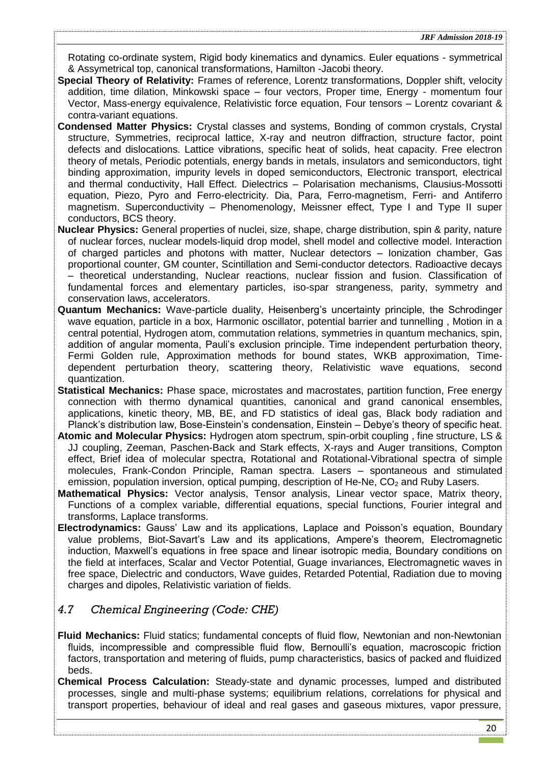Rotating co-ordinate system, Rigid body kinematics and dynamics. Euler equations - symmetrical & Assymetrical top, canonical transformations, Hamilton -Jacobi theory.

**Special Theory of Relativity:** Frames of reference, Lorentz transformations, Doppler shift, velocity addition, time dilation, Minkowski space – four vectors, Proper time, Energy - momentum four Vector, Mass-energy equivalence, Relativistic force equation, Four tensors – Lorentz covariant & contra-variant equations.

**Condensed Matter Physics:** Crystal classes and systems, Bonding of common crystals, Crystal structure, Symmetries, reciprocal lattice, X-ray and neutron diffraction, structure factor, point defects and dislocations. Lattice vibrations, specific heat of solids, heat capacity. Free electron theory of metals, Periodic potentials, energy bands in metals, insulators and semiconductors, tight binding approximation, impurity levels in doped semiconductors, Electronic transport, electrical and thermal conductivity, Hall Effect. Dielectrics – Polarisation mechanisms, Clausius-Mossotti equation, Piezo, Pyro and Ferro-electricity. Dia, Para, Ferro-magnetism, Ferri- and Antiferro magnetism. Superconductivity – Phenomenology, Meissner effect, Type I and Type II super conductors, BCS theory.

**Nuclear Physics:** General properties of nuclei, size, shape, charge distribution, spin & parity, nature of nuclear forces, nuclear models-liquid drop model, shell model and collective model. Interaction of charged particles and photons with matter, Nuclear detectors – Ionization chamber, Gas proportional counter, GM counter, Scintillation and Semi-conductor detectors. Radioactive decays – theoretical understanding, Nuclear reactions, nuclear fission and fusion. Classification of fundamental forces and elementary particles, iso-spar strangeness, parity, symmetry and conservation laws, accelerators.

**Quantum Mechanics:** Wave-particle duality, Heisenberg's uncertainty principle, the Schrodinger wave equation, particle in a box, Harmonic oscillator, potential barrier and tunnelling , Motion in a central potential, Hydrogen atom, commutation relations, symmetries in quantum mechanics, spin, addition of angular momenta, Pauli's exclusion principle. Time independent perturbation theory, Fermi Golden rule, Approximation methods for bound states, WKB approximation, Time-dependent perturbation theory, scattering theory, Relativistic wave equations, second quantization.

**Statistical Mechanics:** Phase space, microstates and macrostates, partition function, Free energy connection with thermo dynamical quantities, canonical and grand canonical ensembles, applications, kinetic theory, MB, BE, and FD statistics of ideal gas, Black body radiation and Planck's distribution law, Bose-Einstein's condensation, Einstein – Debye's theory of specific heat.

**Atomic and Molecular Physics:** Hydrogen atom spectrum, spin-orbit coupling , fine structure, LS & JJ coupling, Zeeman, Paschen-Back and Stark effects, X-rays and Auger transitions, Compton effect, Brief idea of molecular spectra, Rotational and Rotational-Vibrational spectra of simple molecules, Frank-Condon Principle, Raman spectra. Lasers – spontaneous and stimulated emission, population inversion, optical pumping, description of He-Ne, $CO_2$ and Ruby Lasers.

**Mathematical Physics:** Vector analysis, Tensor analysis, Linear vector space, Matrix theory, Functions of a complex variable, differential equations, special functions, Fourier integral and transforms, Laplace transforms.

**Electrodynamics:** Gauss' Law and its applications, Laplace and Poisson's equation, Boundary value problems, Biot-Savart's Law and its applications, Ampere's theorem, Electromagnetic induction, Maxwell's equations in free space and linear isotropic media, Boundary conditions on the field at interfaces, Scalar and Vector Potential, Guage invariances, Electromagnetic waves in free space, Dielectric and conductors, Wave guides, Retarded Potential, Radiation due to moving charges and dipoles, Relativistic variation of fields.

## *4.7 Chemical Engineering (Code: CHE)*

**Fluid Mechanics:** Fluid statics; fundamental concepts of fluid flow, Newtonian and non-Newtonian fluids, incompressible and compressible fluid flow, Bernoulli's equation, macroscopic friction factors, transportation and metering of fluids, pump characteristics, basics of packed and fluidized beds.

**Chemical Process Calculation:** Steady-state and dynamic processes, lumped and distributed processes, single and multi-phase systems; equilibrium relations, correlations for physical and transport properties, behaviour of ideal and real gases and gaseous mixtures, vapor pressure,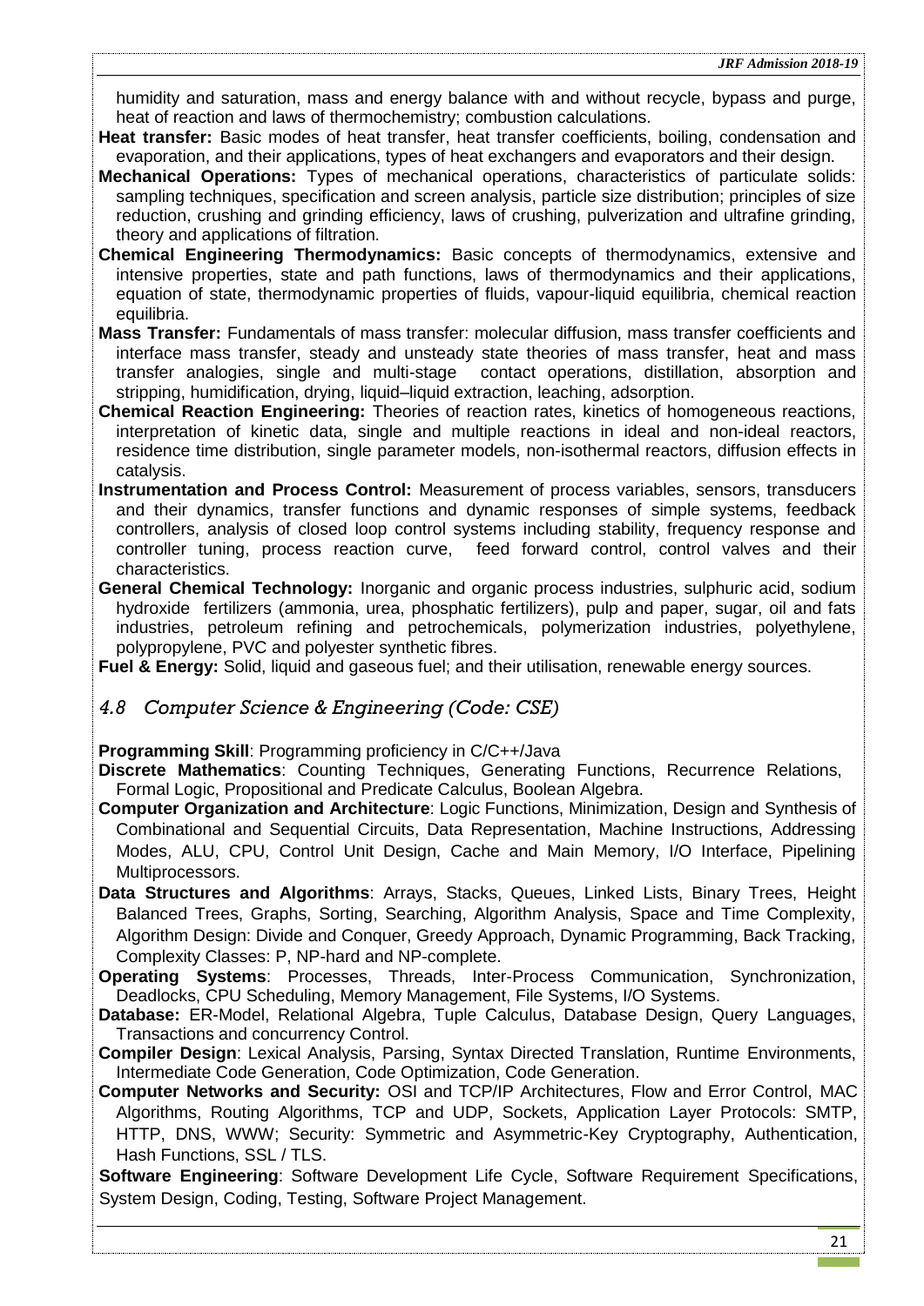humidity and saturation, mass and energy balance with and without recycle, bypass and purge, heat of reaction and laws of thermochemistry; combustion calculations.

**Heat transfer:** Basic modes of heat transfer, heat transfer coefficients, boiling, condensation and evaporation, and their applications, types of heat exchangers and evaporators and their design.

**Mechanical Operations:** Types of mechanical operations, characteristics of particulate solids: sampling techniques, specification and screen analysis, particle size distribution; principles of size reduction, crushing and grinding efficiency, laws of crushing, pulverization and ultrafine grinding, theory and applications of filtration.

**Chemical Engineering Thermodynamics:** Basic concepts of thermodynamics, extensive and intensive properties, state and path functions, laws of thermodynamics and their applications, equation of state, thermodynamic properties of fluids, vapour-liquid equilibria, chemical reaction equilibria.

**Mass Transfer:** Fundamentals of mass transfer: molecular diffusion, mass transfer coefficients and interface mass transfer, steady and unsteady state theories of mass transfer, heat and mass transfer analogies, single and multi-stage contact operations, distillation, absorption and stripping, humidification, drying, liquid–liquid extraction, leaching, adsorption.

**Chemical Reaction Engineering:** Theories of reaction rates, kinetics of homogeneous reactions, interpretation of kinetic data, single and multiple reactions in ideal and non-ideal reactors, residence time distribution, single parameter models, non-isothermal reactors, diffusion effects in catalysis.

**Instrumentation and Process Control:** Measurement of process variables, sensors, transducers and their dynamics, transfer functions and dynamic responses of simple systems, feedback controllers, analysis of closed loop control systems including stability, frequency response and controller tuning, process reaction curve, feed forward control, control valves and their characteristics.

**General Chemical Technology:** Inorganic and organic process industries, sulphuric acid, sodium hydroxide fertilizers (ammonia, urea, phosphatic fertilizers), pulp and paper, sugar, oil and fats industries, petroleum refining and petrochemicals, polymerization industries, polyethylene, polypropylene, PVC and polyester synthetic fibres.

**Fuel & Energy:** Solid, liquid and gaseous fuel; and their utilisation, renewable energy sources.

## *4.8 Computer Science & Engineering (Code: CSE)*

**Programming Skill**: Programming proficiency in C/C++/Java

**Discrete Mathematics**: Counting Techniques, Generating Functions, Recurrence Relations, Formal Logic, Propositional and Predicate Calculus, Boolean Algebra.

**Computer Organization and Architecture**: Logic Functions, Minimization, Design and Synthesis of Combinational and Sequential Circuits, Data Representation, Machine Instructions, Addressing Modes, ALU, CPU, Control Unit Design, Cache and Main Memory, I/O Interface, Pipelining Multiprocessors.

**Data Structures and Algorithms**: Arrays, Stacks, Queues, Linked Lists, Binary Trees, Height Balanced Trees, Graphs, Sorting, Searching, Algorithm Analysis, Space and Time Complexity, Algorithm Design: Divide and Conquer, Greedy Approach, Dynamic Programming, Back Tracking, Complexity Classes: P, NP-hard and NP-complete.

**Operating Systems**: Processes, Threads, Inter-Process Communication, Synchronization, Deadlocks, CPU Scheduling, Memory Management, File Systems, I/O Systems.

**Database:** ER-Model, Relational Algebra, Tuple Calculus, Database Design, Query Languages, Transactions and concurrency Control.

**Compiler Design**: Lexical Analysis, Parsing, Syntax Directed Translation, Runtime Environments, Intermediate Code Generation, Code Optimization, Code Generation.

**Computer Networks and Security:** OSI and TCP/IP Architectures, Flow and Error Control, MAC Algorithms, Routing Algorithms, TCP and UDP, Sockets, Application Layer Protocols: SMTP, HTTP, DNS, WWW; Security: Symmetric and Asymmetric-Key Cryptography, Authentication, Hash Functions, SSL / TLS.

**Software Engineering**: Software Development Life Cycle, Software Requirement Specifications, System Design, Coding, Testing, Software Project Management.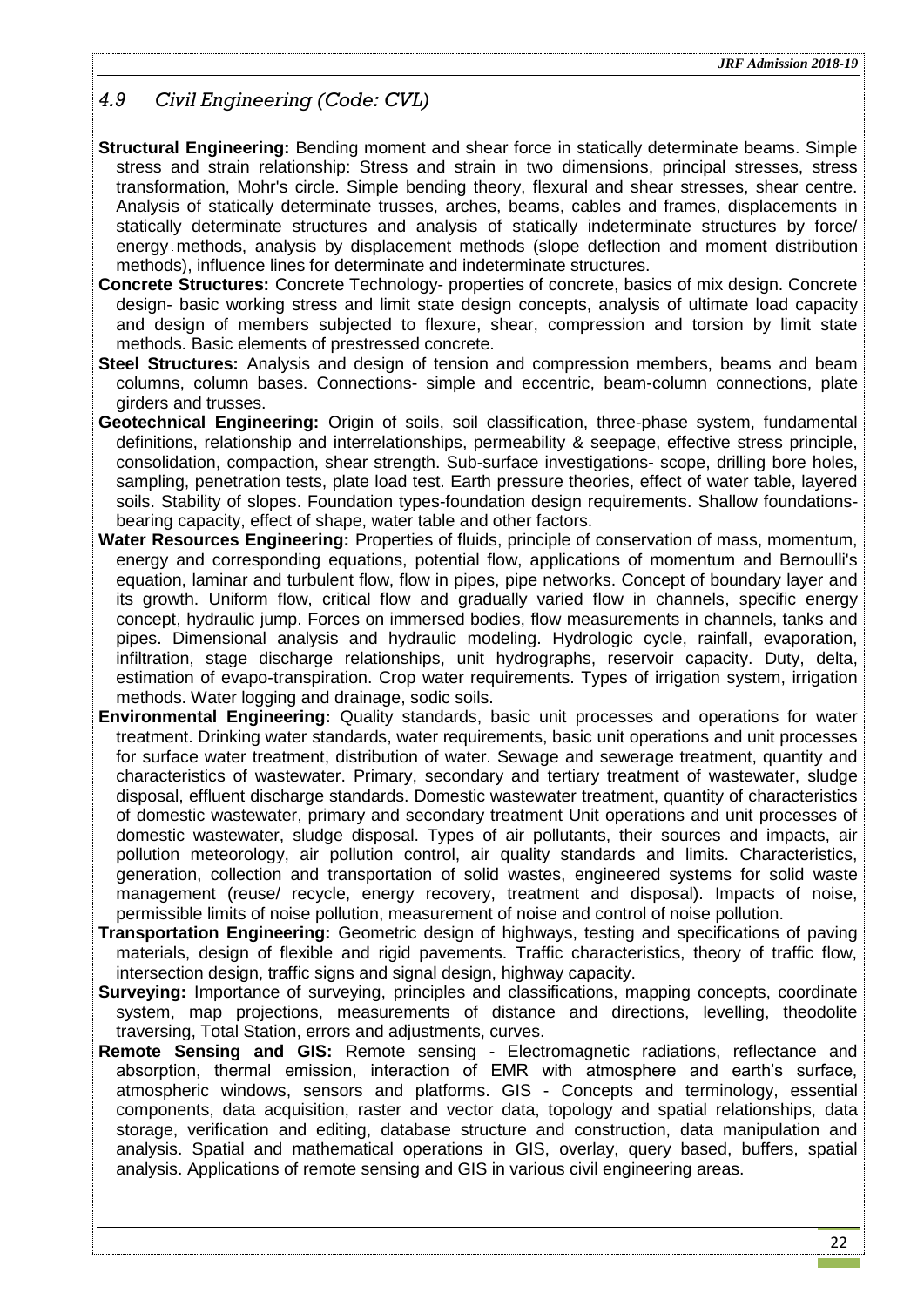## *4.9 Civil Engineering (Code: CVL)*

**Structural Engineering:** Bending moment and shear force in statically determinate beams. Simple stress and strain relationship: Stress and strain in two dimensions, principal stresses, stress transformation, Mohr's circle. Simple bending theory, flexural and shear stresses, shear centre. Analysis of statically determinate trusses, arches, beams, cables and frames, displacements in statically determinate structures and analysis of statically indeterminate structures by force/ energy methods, analysis by displacement methods (slope deflection and moment distribution methods), influence lines for determinate and indeterminate structures.

**Concrete Structures:** Concrete Technology- properties of concrete, basics of mix design. Concrete design- basic working stress and limit state design concepts, analysis of ultimate load capacity and design of members subjected to flexure, shear, compression and torsion by limit state methods. Basic elements of prestressed concrete.

**Steel Structures:** Analysis and design of tension and compression members, beams and beam columns, column bases. Connections- simple and eccentric, beam-column connections, plate girders and trusses.

**Geotechnical Engineering:** Origin of soils, soil classification, three-phase system, fundamental definitions, relationship and interrelationships, permeability & seepage, effective stress principle, consolidation, compaction, shear strength. Sub-surface investigations- scope, drilling bore holes, sampling, penetration tests, plate load test. Earth pressure theories, effect of water table, layered soils. Stability of slopes. Foundation types-foundation design requirements. Shallow foundations-bearing capacity, effect of shape, water table and other factors.

**Water Resources Engineering:** Properties of fluids, principle of conservation of mass, momentum, energy and corresponding equations, potential flow, applications of momentum and Bernoulli's equation, laminar and turbulent flow, flow in pipes, pipe networks. Concept of boundary layer and its growth. Uniform flow, critical flow and gradually varied flow in channels, specific energy concept, hydraulic jump. Forces on immersed bodies, flow measurements in channels, tanks and pipes. Dimensional analysis and hydraulic modeling. Hydrologic cycle, rainfall, evaporation, infiltration, stage discharge relationships, unit hydrographs, reservoir capacity. Duty, delta, estimation of evapo-transpiration. Crop water requirements. Types of irrigation system, irrigation methods. Water logging and drainage, sodic soils.

**Environmental Engineering:** Quality standards, basic unit processes and operations for water treatment. Drinking water standards, water requirements, basic unit operations and unit processes for surface water treatment, distribution of water. Sewage and sewerage treatment, quantity and characteristics of wastewater. Primary, secondary and tertiary treatment of wastewater, sludge disposal, effluent discharge standards. Domestic wastewater treatment, quantity of characteristics of domestic wastewater, primary and secondary treatment Unit operations and unit processes of domestic wastewater, sludge disposal. Types of air pollutants, their sources and impacts, air pollution meteorology, air pollution control, air quality standards and limits. Characteristics, generation, collection and transportation of solid wastes, engineered systems for solid waste management (reuse/ recycle, energy recovery, treatment and disposal). Impacts of noise, permissible limits of noise pollution, measurement of noise and control of noise pollution.

**Transportation Engineering:** Geometric design of highways, testing and specifications of paving materials, design of flexible and rigid pavements. Traffic characteristics, theory of traffic flow, intersection design, traffic signs and signal design, highway capacity.

**Surveying:** Importance of surveying, principles and classifications, mapping concepts, coordinate system, map projections, measurements of distance and directions, levelling, theodolite traversing, Total Station, errors and adjustments, curves.

**Remote Sensing and GIS:** Remote sensing - Electromagnetic radiations, reflectance and absorption, thermal emission, interaction of EMR with atmosphere and earth's surface, atmospheric windows, sensors and platforms. GIS - Concepts and terminology, essential components, data acquisition, raster and vector data, topology and spatial relationships, data storage, verification and editing, database structure and construction, data manipulation and analysis. Spatial and mathematical operations in GIS, overlay, query based, buffers, spatial analysis. Applications of remote sensing and GIS in various civil engineering areas.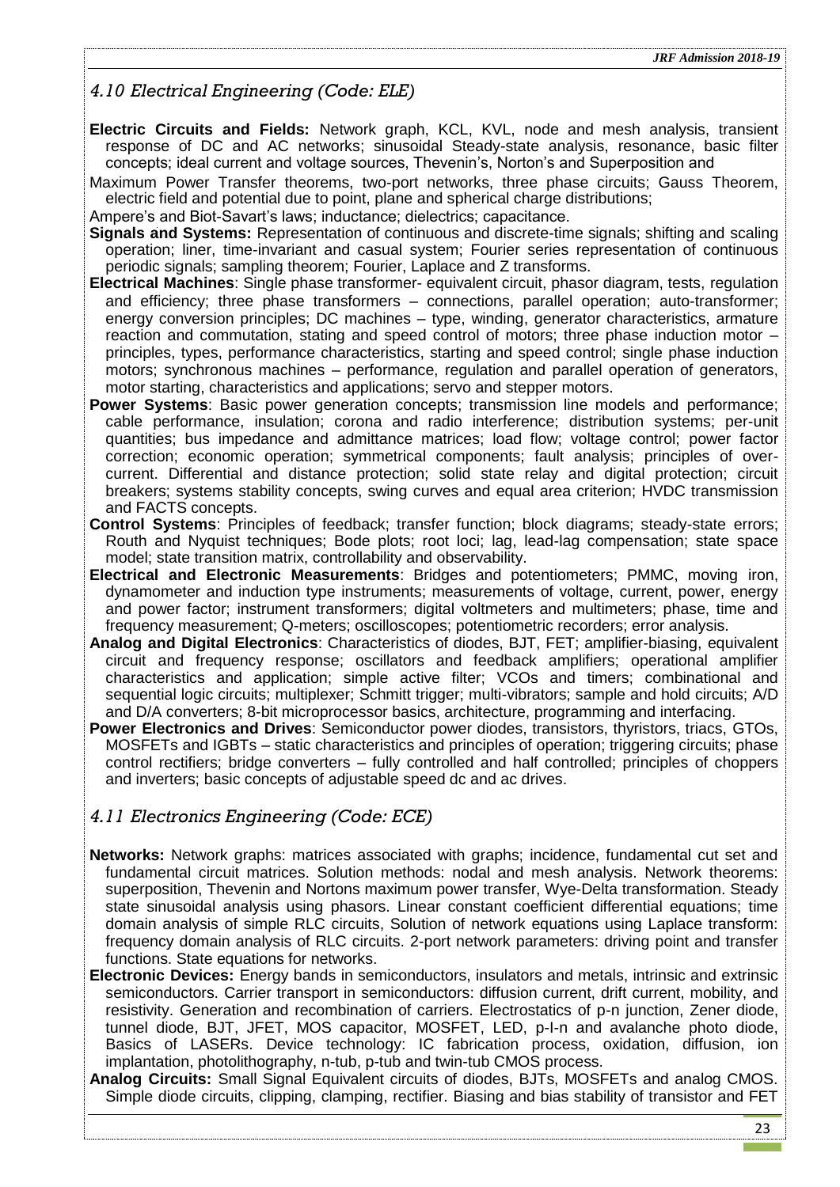## *4.10 Electrical Engineering (Code: ELE)*

**Electric Circuits and Fields:** Network graph, KCL, KVL, node and mesh analysis, transient response of DC and AC networks; sinusoidal Steady-state analysis, resonance, basic filter concepts; ideal current and voltage sources, Thevenin's, Norton's and Superposition and Maximum Power Transfer theorems, two-port networks, three phase circuits; Gauss Theorem, electric field and potential due to point, plane and spherical charge distributions; Ampere's and Biot-Savart's laws; inductance; dielectrics; capacitance.

**Signals and Systems:** Representation of continuous and discrete-time signals; shifting and scaling operation; liner, time-invariant and casual system; Fourier series representation of continuous periodic signals; sampling theorem; Fourier, Laplace and Z transforms.

**Electrical Machines**: Single phase transformer- equivalent circuit, phasor diagram, tests, regulation and efficiency; three phase transformers – connections, parallel operation; auto-transformer; energy conversion principles; DC machines – type, winding, generator characteristics, armature reaction and commutation, stating and speed control of motors; three phase induction motor – principles, types, performance characteristics, starting and speed control; single phase induction motors; synchronous machines – performance, regulation and parallel operation of generators, motor starting, characteristics and applications; servo and stepper motors.

**Power Systems**: Basic power generation concepts; transmission line models and performance; cable performance, insulation; corona and radio interference; distribution systems; per-unit quantities; bus impedance and admittance matrices; load flow; voltage control; power factor correction; economic operation; symmetrical components; fault analysis; principles of over-current. Differential and distance protection; solid state relay and digital protection; circuit breakers; systems stability concepts, swing curves and equal area criterion; HVDC transmission and FACTS concepts.

**Control Systems**: Principles of feedback; transfer function; block diagrams; steady-state errors; Routh and Nyquist techniques; Bode plots; root loci; lag, lead-lag compensation; state space model; state transition matrix, controllability and observability.

**Electrical and Electronic Measurements**: Bridges and potentiometers; PMMC, moving iron, dynamometer and induction type instruments; measurements of voltage, current, power, energy and power factor; instrument transformers; digital voltmeters and multimeters; phase, time and frequency measurement; Q-meters; oscilloscopes; potentiometric recorders; error analysis.

**Analog and Digital Electronics**: Characteristics of diodes, BJT, FET; amplifier-biasing, equivalent circuit and frequency response; oscillators and feedback amplifiers; operational amplifier characteristics and application; simple active filter; VCOs and timers; combinational and sequential logic circuits; multiplexer; Schmitt trigger; multi-vibrators; sample and hold circuits; A/D and D/A converters; 8-bit microprocessor basics, architecture, programming and interfacing.

**Power Electronics and Drives**: Semiconductor power diodes, transistors, thyristors, triacs, GTOs, MOSFETs and IGBTs – static characteristics and principles of operation; triggering circuits; phase control rectifiers; bridge converters – fully controlled and half controlled; principles of choppers and inverters; basic concepts of adjustable speed dc and ac drives.

## *4.11 Electronics Engineering (Code: ECE)*

**Networks:** Network graphs: matrices associated with graphs; incidence, fundamental cut set and fundamental circuit matrices. Solution methods: nodal and mesh analysis. Network theorems: superposition, Thevenin and Nortons maximum power transfer, Wye-Delta transformation. Steady state sinusoidal analysis using phasors. Linear constant coefficient differential equations; time domain analysis of simple RLC circuits, Solution of network equations using Laplace transform: frequency domain analysis of RLC circuits. 2-port network parameters: driving point and transfer functions. State equations for networks.

**Electronic Devices:** Energy bands in semiconductors, insulators and metals, intrinsic and extrinsic semiconductors. Carrier transport in semiconductors: diffusion current, drift current, mobility, and resistivity. Generation and recombination of carriers. Electrostatics of p-n junction, Zener diode, tunnel diode, BJT, JFET, MOS capacitor, MOSFET, LED, p-I-n and avalanche photo diode, Basics of LASERs. Device technology: IC fabrication process, oxidation, diffusion, ion implantation, photolithography, n-tub, p-tub and twin-tub CMOS process.

**Analog Circuits:** Small Signal Equivalent circuits of diodes, BJTs, MOSFETs and analog CMOS. Simple diode circuits, clipping, clamping, rectifier. Biasing and bias stability of transistor and FET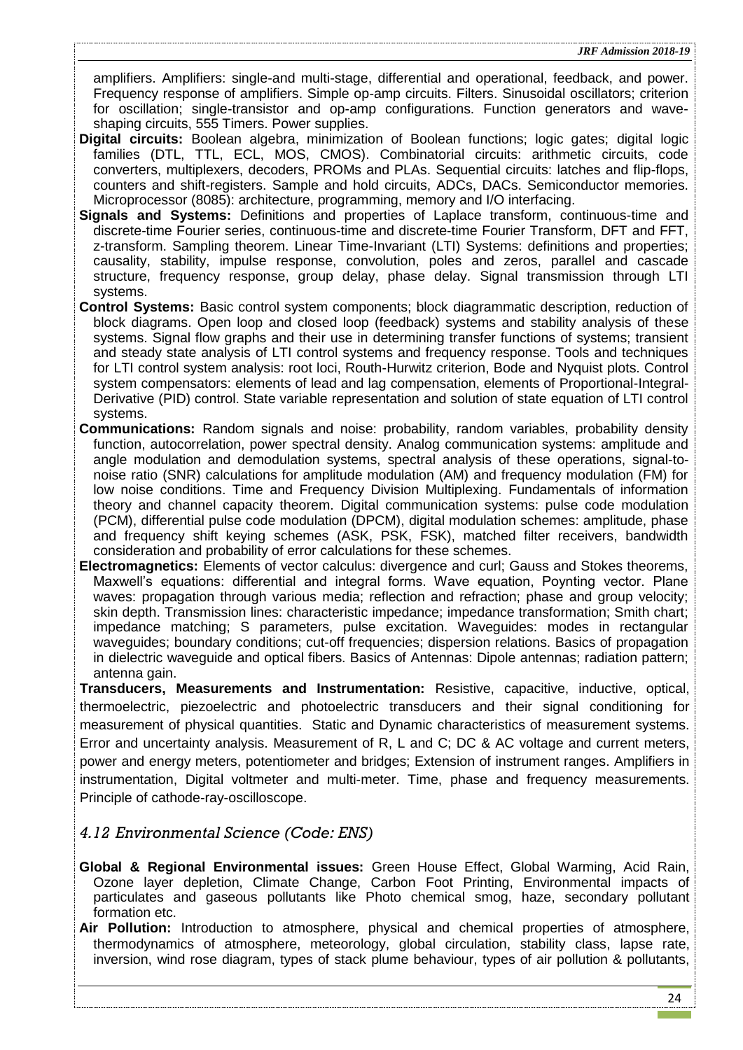amplifiers. Amplifiers: single-and multi-stage, differential and operational, feedback, and power. Frequency response of amplifiers. Simple op-amp circuits. Filters. Sinusoidal oscillators; criterion for oscillation; single-transistor and op-amp configurations. Function generators and wave-shaping circuits, 555 Timers. Power supplies.

**Digital circuits:** Boolean algebra, minimization of Boolean functions; logic gates; digital logic families (DTL, TTL, ECL, MOS, CMOS). Combinatorial circuits: arithmetic circuits, code converters, multiplexers, decoders, PROMs and PLAs. Sequential circuits: latches and flip-flops, counters and shift-registers. Sample and hold circuits, ADCs, DACs. Semiconductor memories. Microprocessor (8085): architecture, programming, memory and I/O interfacing.

**Signals and Systems:** Definitions and properties of Laplace transform, continuous-time and discrete-time Fourier series, continuous-time and discrete-time Fourier Transform, DFT and FFT, z-transform. Sampling theorem. Linear Time-Invariant (LTI) Systems: definitions and properties; causality, stability, impulse response, convolution, poles and zeros, parallel and cascade structure, frequency response, group delay, phase delay. Signal transmission through LTI systems.

**Control Systems:** Basic control system components; block diagrammatic description, reduction of block diagrams. Open loop and closed loop (feedback) systems and stability analysis of these systems. Signal flow graphs and their use in determining transfer functions of systems; transient and steady state analysis of LTI control systems and frequency response. Tools and techniques for LTI control system analysis: root loci, Routh-Hurwitz criterion, Bode and Nyquist plots. Control system compensators: elements of lead and lag compensation, elements of Proportional-Integral-Derivative (PID) control. State variable representation and solution of state equation of LTI control systems.

**Communications:** Random signals and noise: probability, random variables, probability density function, autocorrelation, power spectral density. Analog communication systems: amplitude and angle modulation and demodulation systems, spectral analysis of these operations, signal-to-noise ratio (SNR) calculations for amplitude modulation (AM) and frequency modulation (FM) for low noise conditions. Time and Frequency Division Multiplexing. Fundamentals of information theory and channel capacity theorem. Digital communication systems: pulse code modulation (PCM), differential pulse code modulation (DPCM), digital modulation schemes: amplitude, phase and frequency shift keying schemes (ASK, PSK, FSK), matched filter receivers, bandwidth consideration and probability of error calculations for these schemes.

**Electromagnetics:** Elements of vector calculus: divergence and curl; Gauss and Stokes theorems, Maxwell's equations: differential and integral forms. Wave equation, Poynting vector. Plane waves: propagation through various media; reflection and refraction; phase and group velocity; skin depth. Transmission lines: characteristic impedance; impedance transformation; Smith chart; impedance matching; S parameters, pulse excitation. Waveguides: modes in rectangular waveguides; boundary conditions; cut-off frequencies; dispersion relations. Basics of propagation in dielectric waveguide and optical fibers. Basics of Antennas: Dipole antennas; radiation pattern; antenna gain.

**Transducers, Measurements and Instrumentation:** Resistive, capacitive, inductive, optical, thermoelectric, piezoelectric and photoelectric transducers and their signal conditioning for measurement of physical quantities. Static and Dynamic characteristics of measurement systems. Error and uncertainty analysis. Measurement of R, L and C; DC & AC voltage and current meters, power and energy meters, potentiometer and bridges; Extension of instrument ranges. Amplifiers in instrumentation, Digital voltmeter and multi-meter. Time, phase and frequency measurements. Principle of cathode-ray-oscilloscope.

## *4.12 Environmental Science (Code: ENS)*

**Global & Regional Environmental issues:** Green House Effect, Global Warming, Acid Rain, Ozone layer depletion, Climate Change, Carbon Foot Printing, Environmental impacts of particulates and gaseous pollutants like Photo chemical smog, haze, secondary pollutant formation etc.

**Air Pollution:** Introduction to atmosphere, physical and chemical properties of atmosphere, thermodynamics of atmosphere, meteorology, global circulation, stability class, lapse rate, inversion, wind rose diagram, types of stack plume behaviour, types of air pollution & pollutants,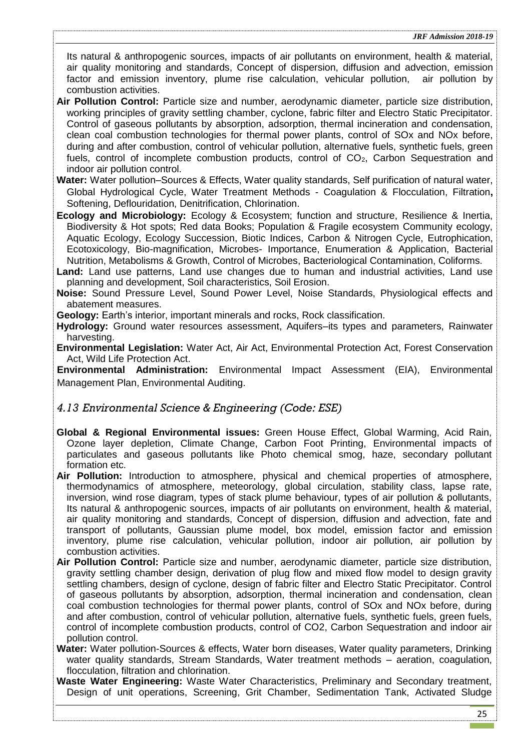Its natural & anthropogenic sources, impacts of air pollutants on environment, health & material, air quality monitoring and standards, Concept of dispersion, diffusion and advection, emission factor and emission inventory, plume rise calculation, vehicular pollution, air pollution by combustion activities.

**Air Pollution Control:** Particle size and number, aerodynamic diameter, particle size distribution, working principles of gravity settling chamber, cyclone, fabric filter and Electro Static Precipitator. Control of gaseous pollutants by absorption, adsorption, thermal incineration and condensation, clean coal combustion technologies for thermal power plants, control of SOx and NOx before, during and after combustion, control of vehicular pollution, alternative fuels, synthetic fuels, green fuels, control of incomplete combustion products, control of $CO_2$, Carbon Sequestration and indoor air pollution control.

**Water:** Water pollution–Sources & Effects, Water quality standards, Self purification of natural water, Global Hydrological Cycle, Water Treatment Methods - Coagulation & Flocculation, Filtration**,** Softening, Deflouridation, Denitrification, Chlorination.

**Ecology and Microbiology:** Ecology & Ecosystem; function and structure, Resilience & Inertia, Biodiversity & Hot spots; Red data Books; Population & Fragile ecosystem Community ecology, Aquatic Ecology, Ecology Succession, Biotic Indices, Carbon & Nitrogen Cycle, Eutrophication, Ecotoxicology, Bio-magnification, Microbes- Importance, Enumeration & Application, Bacterial Nutrition, Metabolisms & Growth, Control of Microbes, Bacteriological Contamination, Coliforms.

**Land:** Land use patterns, Land use changes due to human and industrial activities, Land use planning and development, Soil characteristics, Soil Erosion.

**Noise:** Sound Pressure Level, Sound Power Level, Noise Standards, Physiological effects and abatement measures.

**Geology:** Earth's interior, important minerals and rocks, Rock classification.

**Hydrology:** Ground water resources assessment, Aquifers–its types and parameters, Rainwater harvesting.

**Environmental Legislation:** Water Act, Air Act, Environmental Protection Act, Forest Conservation Act, Wild Life Protection Act.

**Environmental Administration:** Environmental Impact Assessment (EIA), Environmental Management Plan, Environmental Auditing.

### *4.13 Environmental Science & Engineering (Code: ESE)*

**Global & Regional Environmental issues:** Green House Effect, Global Warming, Acid Rain, Ozone layer depletion, Climate Change, Carbon Foot Printing, Environmental impacts of particulates and gaseous pollutants like Photo chemical smog, haze, secondary pollutant formation etc.

**Air Pollution:** Introduction to atmosphere, physical and chemical properties of atmosphere, thermodynamics of atmosphere, meteorology, global circulation, stability class, lapse rate, inversion, wind rose diagram, types of stack plume behaviour, types of air pollution & pollutants, Its natural & anthropogenic sources, impacts of air pollutants on environment, health & material, air quality monitoring and standards, Concept of dispersion, diffusion and advection, fate and transport of pollutants, Gaussian plume model, box model, emission factor and emission inventory, plume rise calculation, vehicular pollution, indoor air pollution, air pollution by combustion activities.

**Air Pollution Control:** Particle size and number, aerodynamic diameter, particle size distribution, gravity settling chamber design, derivation of plug flow and mixed flow model to design gravity settling chambers, design of cyclone, design of fabric filter and Electro Static Precipitator. Control of gaseous pollutants by absorption, adsorption, thermal incineration and condensation, clean coal combustion technologies for thermal power plants, control of SOx and NOx before, during and after combustion, control of vehicular pollution, alternative fuels, synthetic fuels, green fuels, control of incomplete combustion products, control of CO2, Carbon Sequestration and indoor air pollution control.

**Water:** Water pollution-Sources & effects, Water born diseases, Water quality parameters, Drinking water quality standards, Stream Standards, Water treatment methods – aeration, coagulation, flocculation, filtration and chlorination.

**Waste Water Engineering:** Waste Water Characteristics, Preliminary and Secondary treatment, Design of unit operations, Screening, Grit Chamber, Sedimentation Tank, Activated Sludge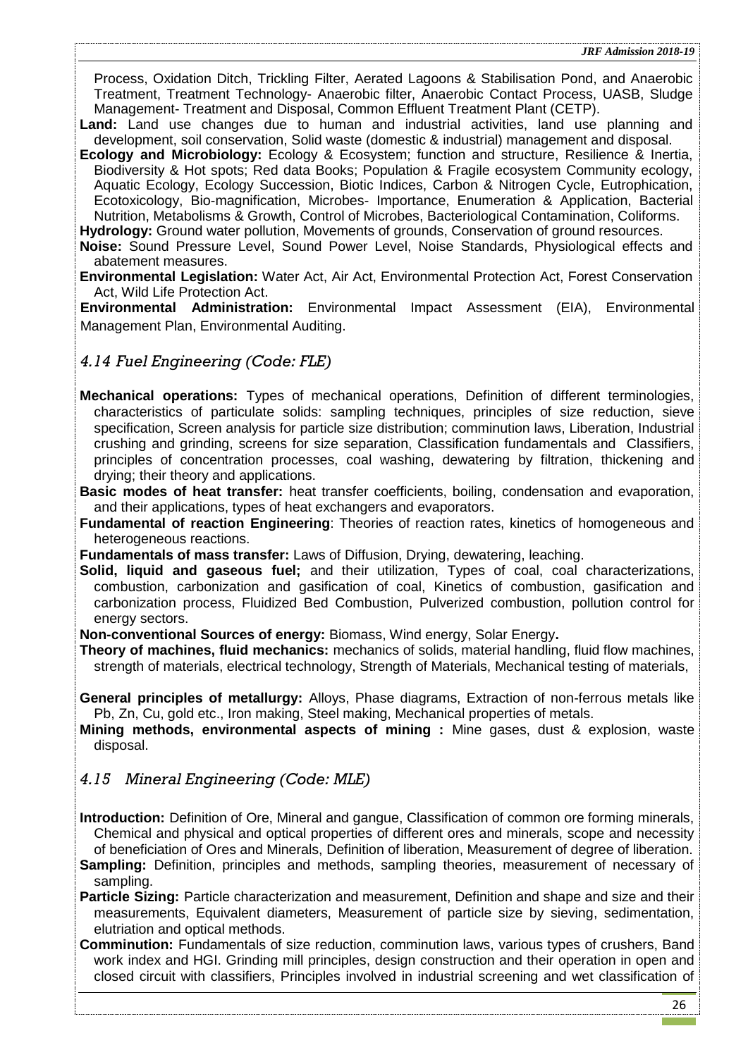Process, Oxidation Ditch, Trickling Filter, Aerated Lagoons & Stabilisation Pond, and Anaerobic Treatment, Treatment Technology- Anaerobic filter, Anaerobic Contact Process, UASB, Sludge Management- Treatment and Disposal, Common Effluent Treatment Plant (CETP).

**Land:** Land use changes due to human and industrial activities, land use planning and development, soil conservation, Solid waste (domestic & industrial) management and disposal.

**Ecology and Microbiology:** Ecology & Ecosystem; function and structure, Resilience & Inertia, Biodiversity & Hot spots; Red data Books; Population & Fragile ecosystem Community ecology, Aquatic Ecology, Ecology Succession, Biotic Indices, Carbon & Nitrogen Cycle, Eutrophication, Ecotoxicology, Bio-magnification, Microbes- Importance, Enumeration & Application, Bacterial Nutrition, Metabolisms & Growth, Control of Microbes, Bacteriological Contamination, Coliforms.

**Hydrology:** Ground water pollution, Movements of grounds, Conservation of ground resources.

**Noise:** Sound Pressure Level, Sound Power Level, Noise Standards, Physiological effects and abatement measures.

**Environmental Legislation:** Water Act, Air Act, Environmental Protection Act, Forest Conservation Act, Wild Life Protection Act.

**Environmental Administration:** Environmental Impact Assessment (EIA), Environmental Management Plan, Environmental Auditing.

## *4.14 Fuel Engineering (Code: FLE)*

**Mechanical operations:** Types of mechanical operations, Definition of different terminologies, characteristics of particulate solids: sampling techniques, principles of size reduction, sieve specification, Screen analysis for particle size distribution; comminution laws, Liberation, Industrial crushing and grinding, screens for size separation, Classification fundamentals and Classifiers, principles of concentration processes, coal washing, dewatering by filtration, thickening and drying; their theory and applications.

**Basic modes of heat transfer:** heat transfer coefficients, boiling, condensation and evaporation, and their applications, types of heat exchangers and evaporators.

**Fundamental of reaction Engineering**: Theories of reaction rates, kinetics of homogeneous and heterogeneous reactions.

**Fundamentals of mass transfer:** Laws of Diffusion, Drying, dewatering, leaching.

**Solid, liquid and gaseous fuel;** and their utilization, Types of coal, coal characterizations, combustion, carbonization and gasification of coal, Kinetics of combustion, gasification and carbonization process, Fluidized Bed Combustion, Pulverized combustion, pollution control for energy sectors.

**Non-conventional Sources of energy:** Biomass, Wind energy, Solar Energy**.**

**Theory of machines, fluid mechanics:** mechanics of solids, material handling, fluid flow machines, strength of materials, electrical technology, Strength of Materials, Mechanical testing of materials,

**General principles of metallurgy:** Alloys, Phase diagrams, Extraction of non-ferrous metals like Pb, Zn, Cu, gold etc., Iron making, Steel making, Mechanical properties of metals.

**Mining methods, environmental aspects of mining :** Mine gases, dust & explosion, waste disposal.

## *4.15 Mineral Engineering (Code: MLE)*

**Introduction:** Definition of Ore, Mineral and gangue, Classification of common ore forming minerals, Chemical and physical and optical properties of different ores and minerals, scope and necessity of beneficiation of Ores and Minerals, Definition of liberation, Measurement of degree of liberation.

**Sampling:** Definition, principles and methods, sampling theories, measurement of necessary of sampling.

**Particle Sizing:** Particle characterization and measurement, Definition and shape and size and their measurements, Equivalent diameters, Measurement of particle size by sieving, sedimentation, elutriation and optical methods.

**Comminution:** Fundamentals of size reduction, comminution laws, various types of crushers, Band work index and HGI. Grinding mill principles, design construction and their operation in open and closed circuit with classifiers, Principles involved in industrial screening and wet classification of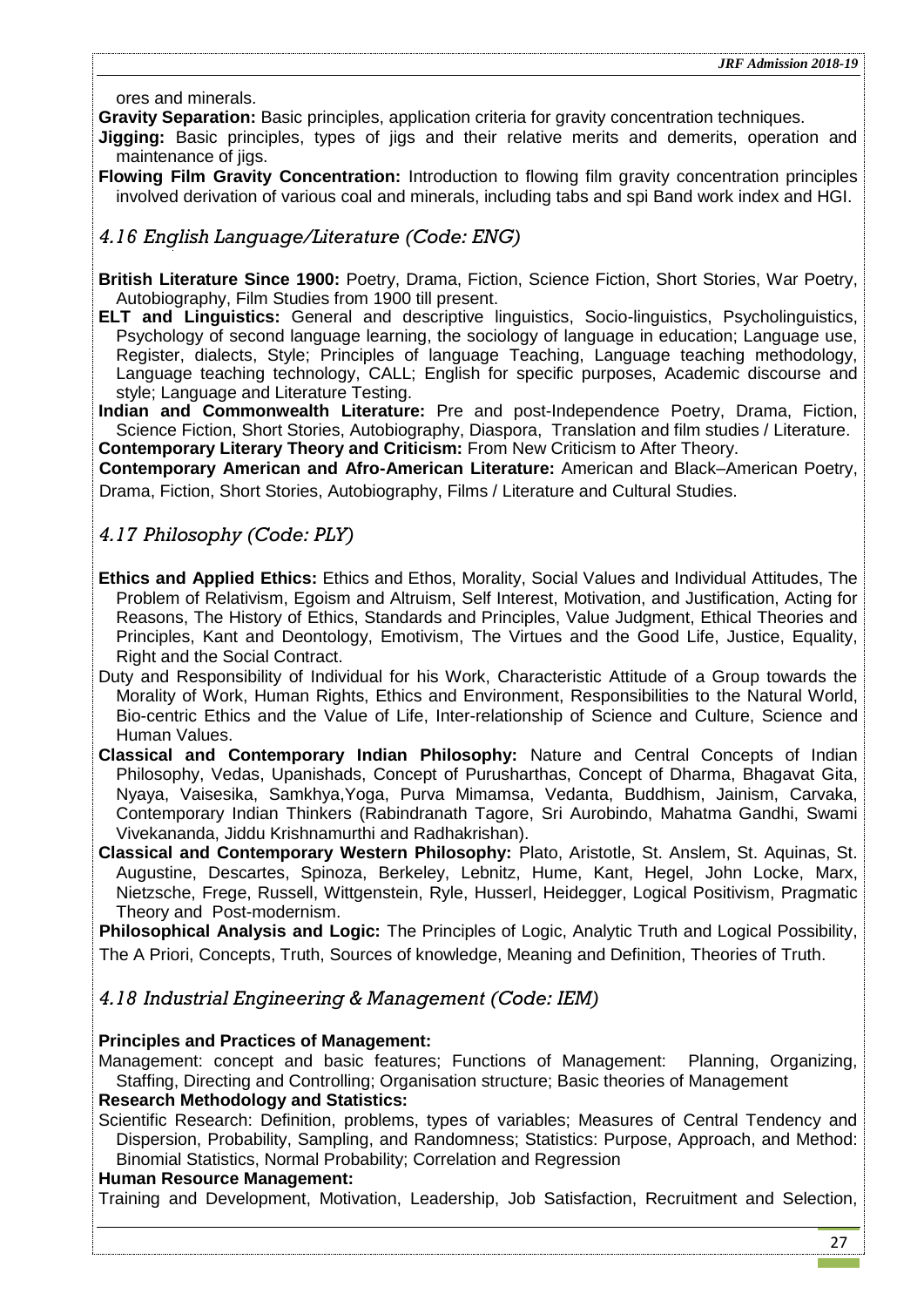ores and minerals.

**Gravity Separation:** Basic principles, application criteria for gravity concentration techniques.

**Jigging:** Basic principles, types of jigs and their relative merits and demerits, operation and maintenance of jigs.

**Flowing Film Gravity Concentration:** Introduction to flowing film gravity concentration principles involved derivation of various coal and minerals, including tabs and spi Band work index and HGI.

### *4.16 English Language/Literature (Code: ENG)*

**British Literature Since 1900:** Poetry, Drama, Fiction, Science Fiction, Short Stories, War Poetry, Autobiography, Film Studies from 1900 till present.

**ELT and Linguistics:** General and descriptive linguistics, Socio-linguistics, Psycholinguistics, Psychology of second language learning, the sociology of language in education; Language use, Register, dialects, Style; Principles of language Teaching, Language teaching methodology, Language teaching technology, CALL; English for specific purposes, Academic discourse and style; Language and Literature Testing.

**Indian and Commonwealth Literature:** Pre and post-Independence Poetry, Drama, Fiction, Science Fiction, Short Stories, Autobiography, Diaspora, Translation and film studies / Literature.

**Contemporary Literary Theory and Criticism:** From New Criticism to After Theory.

**Contemporary American and Afro-American Literature:** American and Black–American Poetry, Drama, Fiction, Short Stories, Autobiography, Films / Literature and Cultural Studies.

### *4.17 Philosophy (Code: PLY)*

**Ethics and Applied Ethics:** Ethics and Ethos, Morality, Social Values and Individual Attitudes, The Problem of Relativism, Egoism and Altruism, Self Interest, Motivation, and Justification, Acting for Reasons, The History of Ethics, Standards and Principles, Value Judgment, Ethical Theories and Principles, Kant and Deontology, Emotivism, The Virtues and the Good Life, Justice, Equality, Right and the Social Contract.

Duty and Responsibility of Individual for his Work, Characteristic Attitude of a Group towards the Morality of Work, Human Rights, Ethics and Environment, Responsibilities to the Natural World, Bio-centric Ethics and the Value of Life, Inter-relationship of Science and Culture, Science and Human Values.

**Classical and Contemporary Indian Philosophy:** Nature and Central Concepts of Indian Philosophy, Vedas, Upanishads, Concept of Purusharthas, Concept of Dharma, Bhagavat Gita, Nyaya, Vaisesika, Samkhya,Yoga, Purva Mimamsa, Vedanta, Buddhism, Jainism, Carvaka, Contemporary Indian Thinkers (Rabindranath Tagore, Sri Aurobindo, Mahatma Gandhi, Swami Vivekananda, Jiddu Krishnamurthi and Radhakrishan).

**Classical and Contemporary Western Philosophy:** Plato, Aristotle, St. Anslem, St. Aquinas, St. Augustine, Descartes, Spinoza, Berkeley, Lebnitz, Hume, Kant, Hegel, John Locke, Marx, Nietzsche, Frege, Russell, Wittgenstein, Ryle, Husserl, Heidegger, Logical Positivism, Pragmatic Theory and Post-modernism.

**Philosophical Analysis and Logic:** The Principles of Logic, Analytic Truth and Logical Possibility, The A Priori, Concepts, Truth, Sources of knowledge, Meaning and Definition, Theories of Truth.

### *4.18 Industrial Engineering & Management (Code: IEM)*

**Principles and Practices of Management:**

Management: concept and basic features; Functions of Management: Planning, Organizing, Staffing, Directing and Controlling; Organisation structure; Basic theories of Management

**Research Methodology and Statistics:**

Scientific Research: Definition, problems, types of variables; Measures of Central Tendency and Dispersion, Probability, Sampling, and Randomness; Statistics: Purpose, Approach, and Method: Binomial Statistics, Normal Probability; Correlation and Regression

**Human Resource Management:**

Training and Development, Motivation, Leadership, Job Satisfaction, Recruitment and Selection,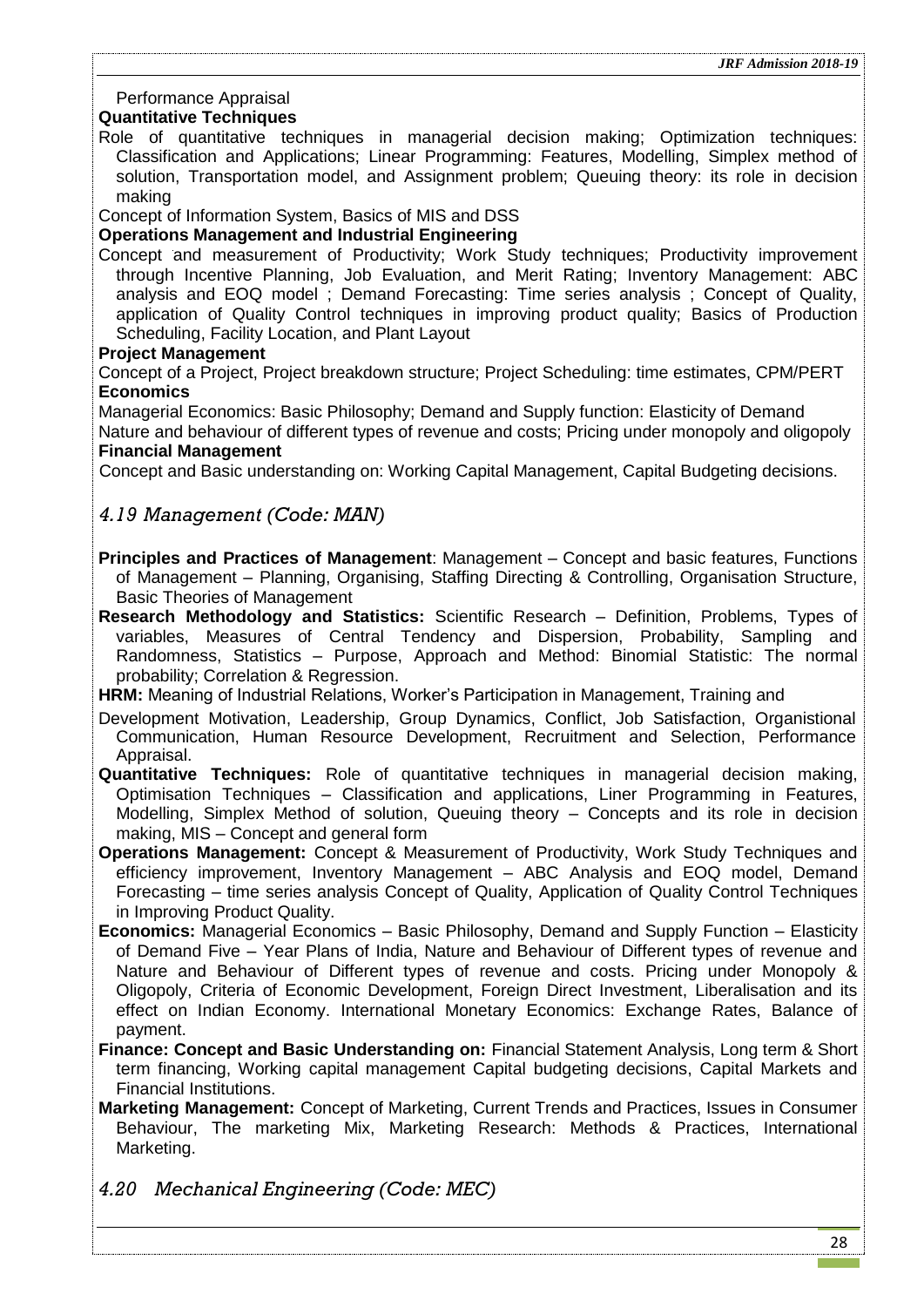Performance Appraisal

**Quantitative Techniques**

Role of quantitative techniques in managerial decision making; Optimization techniques: Classification and Applications; Linear Programming: Features, Modelling, Simplex method of solution, Transportation model, and Assignment problem; Queuing theory: its role in decision making

Concept of Information System, Basics of MIS and DSS

**Operations Management and Industrial Engineering**

Concept and measurement of Productivity; Work Study techniques; Productivity improvement through Incentive Planning, Job Evaluation, and Merit Rating; Inventory Management: ABC analysis and EOQ model ; Demand Forecasting: Time series analysis ; Concept of Quality, application of Quality Control techniques in improving product quality; Basics of Production Scheduling, Facility Location, and Plant Layout

**Project Management**

Concept of a Project, Project breakdown structure; Project Scheduling: time estimates, CPM/PERT

**Economics**

Managerial Economics: Basic Philosophy; Demand and Supply function: Elasticity of Demand

Nature and behaviour of different types of revenue and costs; Pricing under monopoly and oligopoly

**Financial Management**

Concept and Basic understanding on: Working Capital Management, Capital Budgeting decisions.

## *4.19 Management (Code: MAN)*

**Principles and Practices of Management**: Management – Concept and basic features, Functions of Management – Planning, Organising, Staffing Directing & Controlling, Organisation Structure, Basic Theories of Management

**Research Methodology and Statistics:** Scientific Research – Definition, Problems, Types of variables, Measures of Central Tendency and Dispersion, Probability, Sampling and Randomness, Statistics – Purpose, Approach and Method: Binomial Statistic: The normal probability; Correlation & Regression.

**HRM:** Meaning of Industrial Relations, Worker's Participation in Management, Training and

Development Motivation, Leadership, Group Dynamics, Conflict, Job Satisfaction, Organistional Communication, Human Resource Development, Recruitment and Selection, Performance Appraisal.

**Quantitative Techniques:** Role of quantitative techniques in managerial decision making, Optimisation Techniques – Classification and applications, Liner Programming in Features, Modelling, Simplex Method of solution, Queuing theory – Concepts and its role in decision making, MIS – Concept and general form

**Operations Management:** Concept & Measurement of Productivity, Work Study Techniques and efficiency improvement, Inventory Management – ABC Analysis and EOQ model, Demand Forecasting – time series analysis Concept of Quality, Application of Quality Control Techniques in Improving Product Quality.

**Economics:** Managerial Economics – Basic Philosophy, Demand and Supply Function – Elasticity of Demand Five – Year Plans of India, Nature and Behaviour of Different types of revenue and Nature and Behaviour of Different types of revenue and costs. Pricing under Monopoly & Oligopoly, Criteria of Economic Development, Foreign Direct Investment, Liberalisation and its effect on Indian Economy. International Monetary Economics: Exchange Rates, Balance of payment.

**Finance: Concept and Basic Understanding on:** Financial Statement Analysis, Long term & Short term financing, Working capital management Capital budgeting decisions, Capital Markets and Financial Institutions.

**Marketing Management:** Concept of Marketing, Current Trends and Practices, Issues in Consumer Behaviour, The marketing Mix, Marketing Research: Methods & Practices, International Marketing.

## *4.20 Mechanical Engineering (Code: MEC)*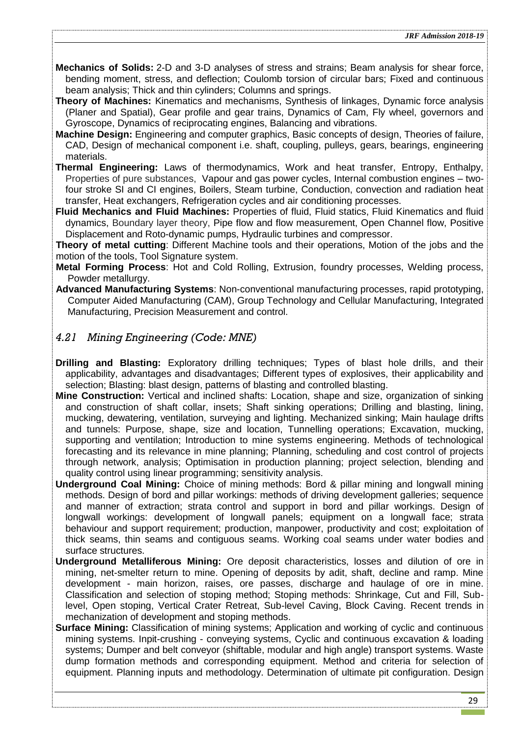**Mechanics of Solids:** 2-D and 3-D analyses of stress and strains; Beam analysis for shear force, bending moment, stress, and deflection; Coulomb torsion of circular bars; Fixed and continuous beam analysis; Thick and thin cylinders; Columns and springs.

**Theory of Machines:** Kinematics and mechanisms, Synthesis of linkages, Dynamic force analysis (Planer and Spatial), Gear profile and gear trains, Dynamics of Cam, Fly wheel, governors and Gyroscope, Dynamics of reciprocating engines, Balancing and vibrations.

**Machine Design:** Engineering and computer graphics, Basic concepts of design, Theories of failure, CAD, Design of mechanical component i.e. shaft, coupling, pulleys, gears, bearings, engineering materials.

**Thermal Engineering:** Laws of thermodynamics, Work and heat transfer, Entropy, Enthalpy, Properties of pure substances, Vapour and gas power cycles, Internal combustion engines – two-four stroke SI and CI engines, Boilers, Steam turbine, Conduction, convection and radiation heat transfer, Heat exchangers, Refrigeration cycles and air conditioning processes.

**Fluid Mechanics and Fluid Machines:** Properties of fluid, Fluid statics, Fluid Kinematics and fluid dynamics, Boundary layer theory, Pipe flow and flow measurement, Open Channel flow, Positive Displacement and Roto-dynamic pumps, Hydraulic turbines and compressor.

**Theory of metal cutting**: Different Machine tools and their operations, Motion of the jobs and the motion of the tools, Tool Signature system.

**Metal Forming Process**: Hot and Cold Rolling, Extrusion, foundry processes, Welding process, Powder metallurgy.

**Advanced Manufacturing Systems**: Non-conventional manufacturing processes, rapid prototyping, Computer Aided Manufacturing (CAM), Group Technology and Cellular Manufacturing, Integrated Manufacturing, Precision Measurement and control.

## *4.21 Mining Engineering (Code: MNE)*

**Drilling and Blasting:** Exploratory drilling techniques; Types of blast hole drills, and their applicability, advantages and disadvantages; Different types of explosives, their applicability and selection; Blasting: blast design, patterns of blasting and controlled blasting.

**Mine Construction:** Vertical and inclined shafts: Location, shape and size, organization of sinking and construction of shaft collar, insets; Shaft sinking operations; Drilling and blasting, lining, mucking, dewatering, ventilation, surveying and lighting. Mechanized sinking; Main haulage drifts and tunnels: Purpose, shape, size and location, Tunnelling operations; Excavation, mucking, supporting and ventilation; Introduction to mine systems engineering. Methods of technological forecasting and its relevance in mine planning; Planning, scheduling and cost control of projects through network, analysis; Optimisation in production planning; project selection, blending and quality control using linear programming; sensitivity analysis.

**Underground Coal Mining:** Choice of mining methods: Bord & pillar mining and longwall mining methods. Design of bord and pillar workings: methods of driving development galleries; sequence and manner of extraction; strata control and support in bord and pillar workings. Design of longwall workings: development of longwall panels; equipment on a longwall face; strata behaviour and support requirement; production, manpower, productivity and cost; exploitation of thick seams, thin seams and contiguous seams. Working coal seams under water bodies and surface structures.

**Underground Metalliferous Mining:** Ore deposit characteristics, losses and dilution of ore in mining, net-smelter return to mine. Opening of deposits by adit, shaft, decline and ramp. Mine development - main horizon, raises, ore passes, discharge and haulage of ore in mine. Classification and selection of stoping method; Stoping methods: Shrinkage, Cut and Fill, Sub-level, Open stoping, Vertical Crater Retreat, Sub-level Caving, Block Caving. Recent trends in mechanization of development and stoping methods.

**Surface Mining:** Classification of mining systems; Application and working of cyclic and continuous mining systems. Inpit-crushing - conveying systems, Cyclic and continuous excavation & loading systems; Dumper and belt conveyor (shiftable, modular and high angle) transport systems. Waste dump formation methods and corresponding equipment. Method and criteria for selection of equipment. Planning inputs and methodology. Determination of ultimate pit configuration. Design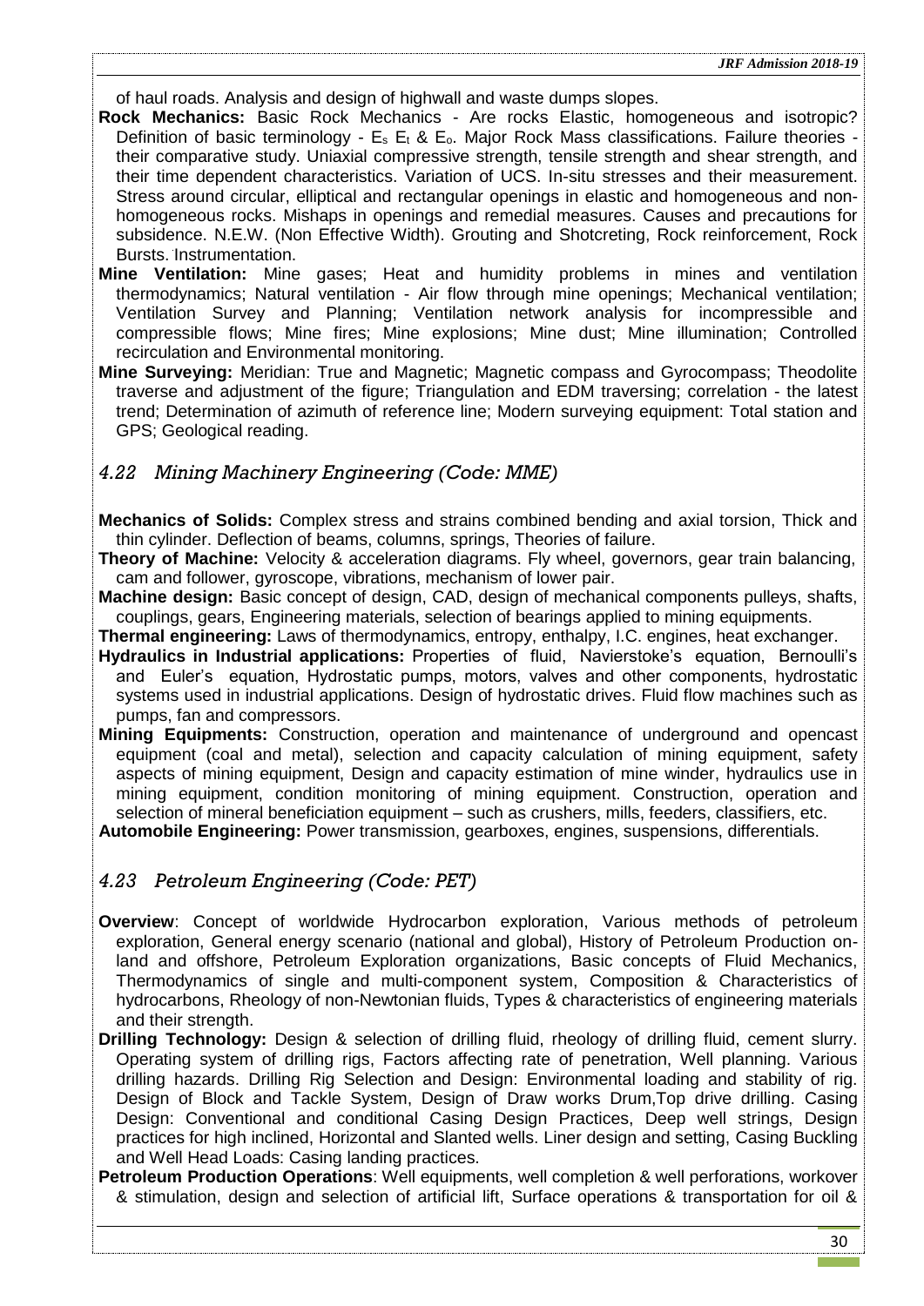of haul roads. Analysis and design of highwall and waste dumps slopes.

**Rock Mechanics:** Basic Rock Mechanics - Are rocks Elastic, homogeneous and isotropic? Definition of basic terminology - $E_s$ $E_t$ & $E_o$. Major Rock Mass classifications. Failure theories - their comparative study. Uniaxial compressive strength, tensile strength and shear strength, and their time dependent characteristics. Variation of UCS. In-situ stresses and their measurement. Stress around circular, elliptical and rectangular openings in elastic and homogeneous and non-homogeneous rocks. Mishaps in openings and remedial measures. Causes and precautions for subsidence. N.E.W. (Non Effective Width). Grouting and Shotcreting, Rock reinforcement, Rock Bursts. Instrumentation.

**Mine Ventilation:** Mine gases; Heat and humidity problems in mines and ventilation thermodynamics; Natural ventilation - Air flow through mine openings; Mechanical ventilation; Ventilation Survey and Planning; Ventilation network analysis for incompressible and compressible flows; Mine fires; Mine explosions; Mine dust; Mine illumination; Controlled recirculation and Environmental monitoring.

**Mine Surveying:** Meridian: True and Magnetic; Magnetic compass and Gyrocompass; Theodolite traverse and adjustment of the figure; Triangulation and EDM traversing; correlation - the latest trend; Determination of azimuth of reference line; Modern surveying equipment: Total station and GPS; Geological reading.

## *4.22 Mining Machinery Engineering (Code: MME)*

**Mechanics of Solids:** Complex stress and strains combined bending and axial torsion, Thick and thin cylinder. Deflection of beams, columns, springs, Theories of failure.

**Theory of Machine:** Velocity & acceleration diagrams. Fly wheel, governors, gear train balancing, cam and follower, gyroscope, vibrations, mechanism of lower pair.

**Machine design:** Basic concept of design, CAD, design of mechanical components pulleys, shafts, couplings, gears, Engineering materials, selection of bearings applied to mining equipments.

**Thermal engineering:** Laws of thermodynamics, entropy, enthalpy, I.C. engines, heat exchanger.

**Hydraulics in Industrial applications:** Properties of fluid, Navierstoke's equation, Bernoulli's and Euler's equation, Hydrostatic pumps, motors, valves and other components, hydrostatic systems used in industrial applications. Design of hydrostatic drives. Fluid flow machines such as pumps, fan and compressors.

**Mining Equipments:** Construction, operation and maintenance of underground and opencast equipment (coal and metal), selection and capacity calculation of mining equipment, safety aspects of mining equipment, Design and capacity estimation of mine winder, hydraulics use in mining equipment, condition monitoring of mining equipment. Construction, operation and selection of mineral beneficiation equipment – such as crushers, mills, feeders, classifiers, etc.

**Automobile Engineering:** Power transmission, gearboxes, engines, suspensions, differentials.

## *4.23 Petroleum Engineering (Code: PET)*

**Overview**: Concept of worldwide Hydrocarbon exploration, Various methods of petroleum exploration, General energy scenario (national and global), History of Petroleum Production on-land and offshore, Petroleum Exploration organizations, Basic concepts of Fluid Mechanics, Thermodynamics of single and multi-component system, Composition & Characteristics of hydrocarbons, Rheology of non-Newtonian fluids, Types & characteristics of engineering materials and their strength.

**Drilling Technology:** Design & selection of drilling fluid, rheology of drilling fluid, cement slurry. Operating system of drilling rigs, Factors affecting rate of penetration, Well planning. Various drilling hazards. Drilling Rig Selection and Design: Environmental loading and stability of rig. Design of Block and Tackle System, Design of Draw works Drum,Top drive drilling. Casing Design: Conventional and conditional Casing Design Practices, Deep well strings, Design practices for high inclined, Horizontal and Slanted wells. Liner design and setting, Casing Buckling and Well Head Loads: Casing landing practices.

**Petroleum Production Operations**: Well equipments, well completion & well perforations, workover & stimulation, design and selection of artificial lift, Surface operations & transportation for oil &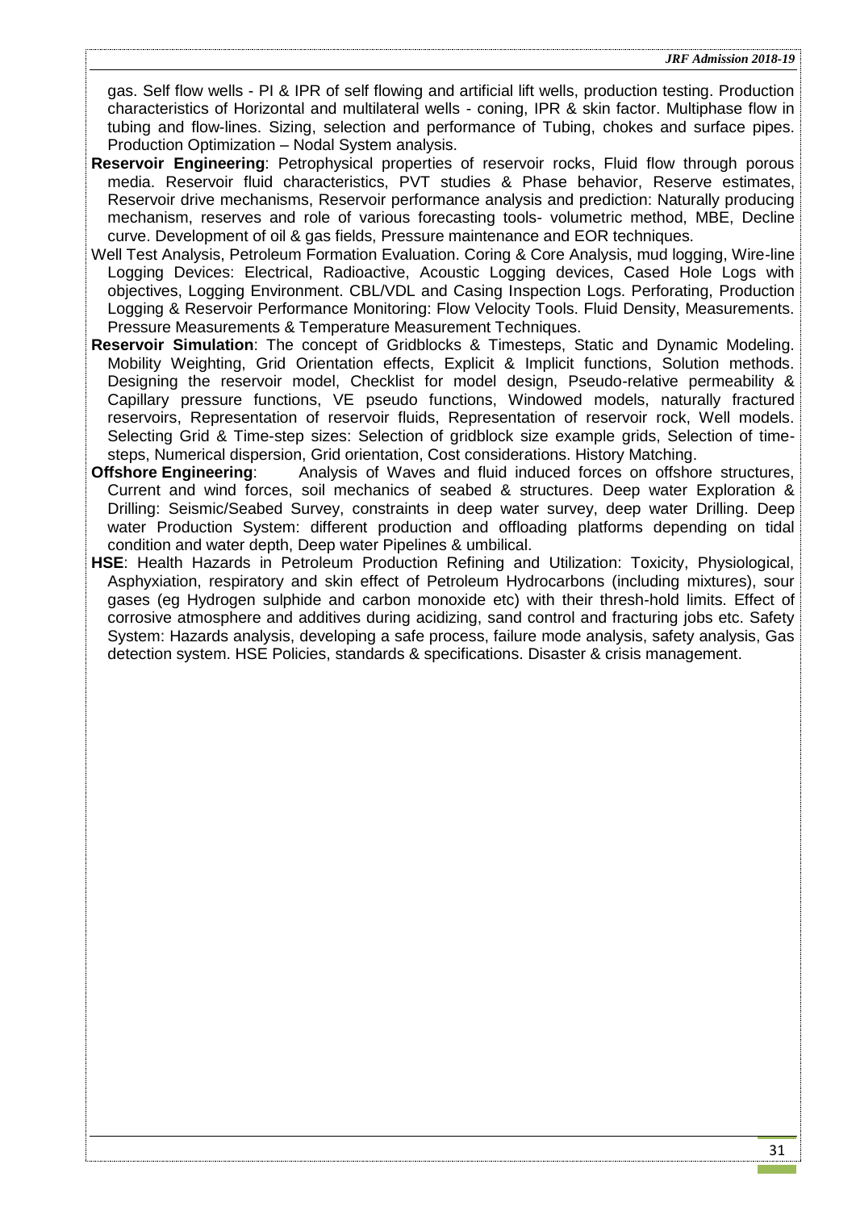gas. Self flow wells - PI & IPR of self flowing and artificial lift wells, production testing. Production characteristics of Horizontal and multilateral wells - coning, IPR & skin factor. Multiphase flow in tubing and flow-lines. Sizing, selection and performance of Tubing, chokes and surface pipes. Production Optimization – Nodal System analysis.

**Reservoir Engineering**: Petrophysical properties of reservoir rocks, Fluid flow through porous media. Reservoir fluid characteristics, PVT studies & Phase behavior, Reserve estimates, Reservoir drive mechanisms, Reservoir performance analysis and prediction: Naturally producing mechanism, reserves and role of various forecasting tools- volumetric method, MBE, Decline curve. Development of oil & gas fields, Pressure maintenance and EOR techniques.

Well Test Analysis, Petroleum Formation Evaluation. Coring & Core Analysis, mud logging, Wire-line Logging Devices: Electrical, Radioactive, Acoustic Logging devices, Cased Hole Logs with objectives, Logging Environment. CBL/VDL and Casing Inspection Logs. Perforating, Production Logging & Reservoir Performance Monitoring: Flow Velocity Tools. Fluid Density, Measurements. Pressure Measurements & Temperature Measurement Techniques.

**Reservoir Simulation**: The concept of Gridblocks & Timesteps, Static and Dynamic Modeling. Mobility Weighting, Grid Orientation effects, Explicit & Implicit functions, Solution methods. Designing the reservoir model, Checklist for model design, Pseudo-relative permeability & Capillary pressure functions, VE pseudo functions, Windowed models, naturally fractured reservoirs, Representation of reservoir fluids, Representation of reservoir rock, Well models. Selecting Grid & Time-step sizes: Selection of gridblock size example grids, Selection of time-steps, Numerical dispersion, Grid orientation, Cost considerations. History Matching.

**Offshore Engineering**: Analysis of Waves and fluid induced forces on offshore structures, Current and wind forces, soil mechanics of seabed & structures. Deep water Exploration & Drilling: Seismic/Seabed Survey, constraints in deep water survey, deep water Drilling. Deep water Production System: different production and offloading platforms depending on tidal condition and water depth, Deep water Pipelines & umbilical.

**HSE**: Health Hazards in Petroleum Production Refining and Utilization: Toxicity, Physiological, Asphyxiation, respiratory and skin effect of Petroleum Hydrocarbons (including mixtures), sour gases (eg Hydrogen sulphide and carbon monoxide etc) with their thresh-hold limits. Effect of corrosive atmosphere and additives during acidizing, sand control and fracturing jobs etc. Safety System: Hazards analysis, developing a safe process, failure mode analysis, safety analysis, Gas detection system. HSE Policies, standards & specifications. Disaster & crisis management.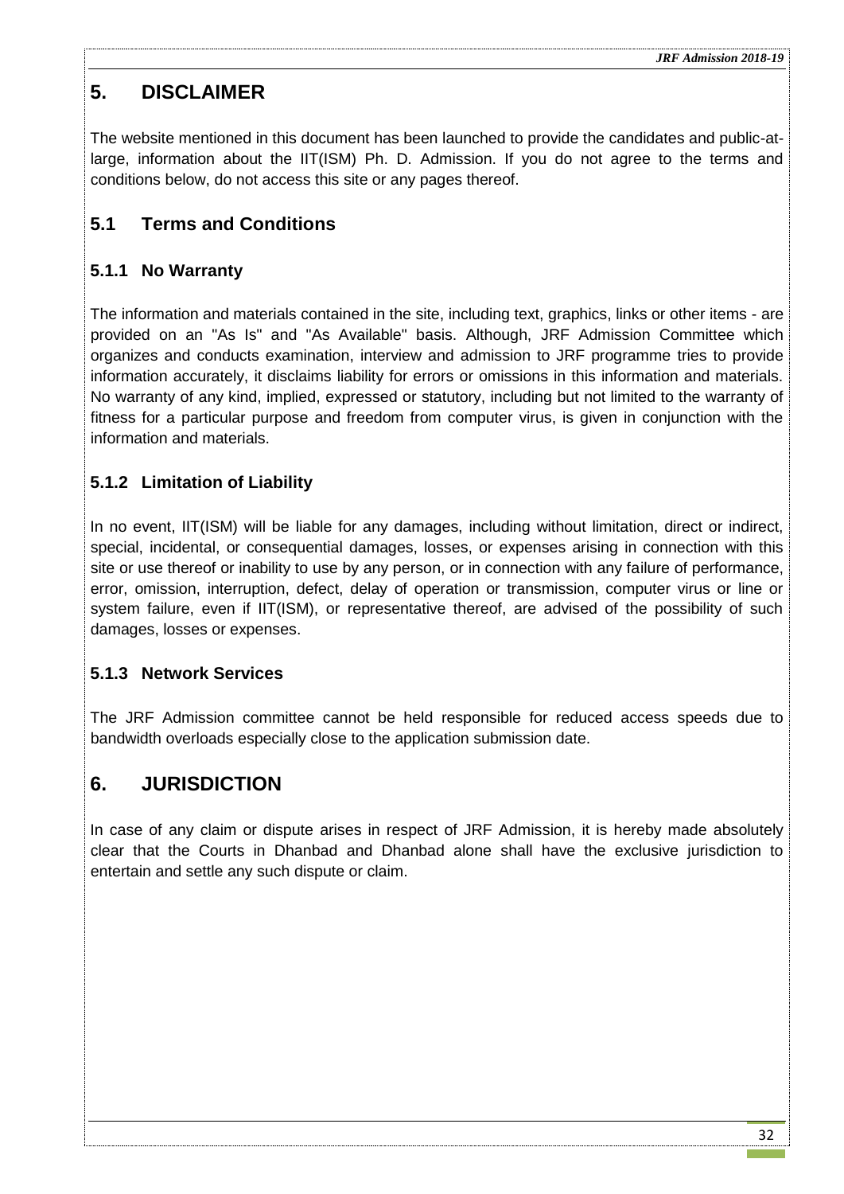# 5. DISCLAIMER

The website mentioned in this document has been launched to provide the candidates and public-at-large, information about the IIT(ISM) Ph. D. Admission. If you do not agree to the terms and conditions below, do not access this site or any pages thereof.

## 5.1 Terms and Conditions

### 5.1.1 No Warranty

The information and materials contained in the site, including text, graphics, links or other items - are provided on an "As Is" and "As Available" basis. Although, JRF Admission Committee which organizes and conducts examination, interview and admission to JRF programme tries to provide information accurately, it disclaims liability for errors or omissions in this information and materials. No warranty of any kind, implied, expressed or statutory, including but not limited to the warranty of fitness for a particular purpose and freedom from computer virus, is given in conjunction with the information and materials.

### 5.1.2 Limitation of Liability

In no event, IIT(ISM) will be liable for any damages, including without limitation, direct or indirect, special, incidental, or consequential damages, losses, or expenses arising in connection with this site or use thereof or inability to use by any person, or in connection with any failure of performance, error, omission, interruption, defect, delay of operation or transmission, computer virus or line or system failure, even if IIT(ISM), or representative thereof, are advised of the possibility of such damages, losses or expenses.

### 5.1.3 Network Services

The JRF Admission committee cannot be held responsible for reduced access speeds due to bandwidth overloads especially close to the application submission date.

# 6. JURISDICTION

In case of any claim or dispute arises in respect of JRF Admission, it is hereby made absolutely clear that the Courts in Dhanbad and Dhanbad alone shall have the exclusive jurisdiction to entertain and settle any such dispute or claim.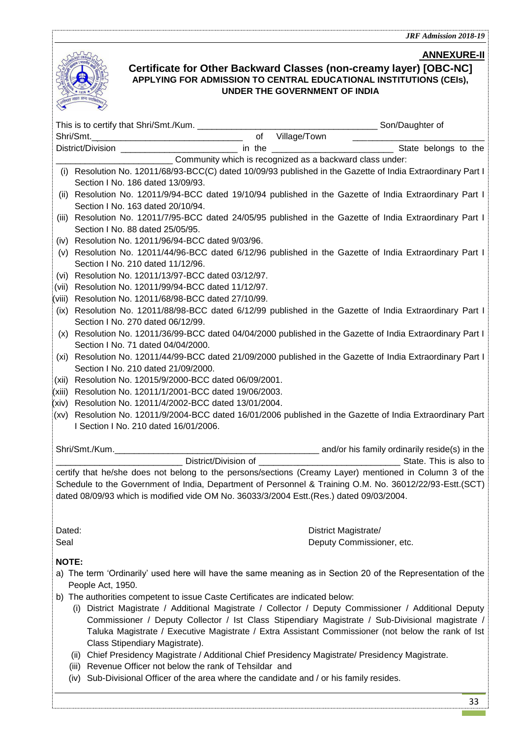**ANNEXURE-II**

## Certificate for Other Backward Classes (non-creamy layer) [OBC-NC]

### APPLYING FOR ADMISSION TO CENTRAL EDUCATIONAL INSTITUTIONS (CEIs), UNDER THE GOVERNMENT OF INDIA

This is to certify that Shri/Smt./Kum. ____________________________________ Son/Daughter of Shri/Smt.________________________________ of Village/Town ___________________________ District/Division ________________________ in the ________________________ State belongs to the ________________________ Community which is recognized as a backward class under:

(i) Resolution No. 12011/68/93-BCC(C) dated 10/09/93 published in the Gazette of India Extraordinary Part I Section I No. 186 dated 13/09/93.

(ii) Resolution No. 12011/9/94-BCC dated 19/10/94 published in the Gazette of India Extraordinary Part I Section I No. 163 dated 20/10/94.

(iii) Resolution No. 12011/7/95-BCC dated 24/05/95 published in the Gazette of India Extraordinary Part I Section I No. 88 dated 25/05/95.

(iv) Resolution No. 12011/96/94-BCC dated 9/03/96.

(v) Resolution No. 12011/44/96-BCC dated 6/12/96 published in the Gazette of India Extraordinary Part I Section I No. 210 dated 11/12/96.

(vi) Resolution No. 12011/13/97-BCC dated 03/12/97.

(vii) Resolution No. 12011/99/94-BCC dated 11/12/97.

(viii) Resolution No. 12011/68/98-BCC dated 27/10/99.

(ix) Resolution No. 12011/88/98-BCC dated 6/12/99 published in the Gazette of India Extraordinary Part I Section I No. 270 dated 06/12/99.

(x) Resolution No. 12011/36/99-BCC dated 04/04/2000 published in the Gazette of India Extraordinary Part I Section I No. 71 dated 04/04/2000.

(xi) Resolution No. 12011/44/99-BCC dated 21/09/2000 published in the Gazette of India Extraordinary Part I Section I No. 210 dated 21/09/2000.

(xii) Resolution No. 12015/9/2000-BCC dated 06/09/2001.

(xiii) Resolution No. 12011/1/2001-BCC dated 19/06/2003.

(xiv) Resolution No. 12011/4/2002-BCC dated 13/01/2004.

(xv) Resolution No. 12011/9/2004-BCC dated 16/01/2006 published in the Gazette of India Extraordinary Part I Section I No. 210 dated 16/01/2006.

Shri/Smt./Kum.__________________________________________ and/or his family ordinarily reside(s) in the __________________________ District/Division of _____________________________ State. This is also to certify that he/she does not belong to the persons/sections (Creamy Layer) mentioned in Column 3 of the Schedule to the Government of India, Department of Personnel & Training O.M. No. 36012/22/93-Estt.(SCT) dated 08/09/93 which is modified vide OM No. 36033/3/2004 Estt.(Res.) dated 09/03/2004.

Dated: District Magistrate/

Seal Deputy Commissioner, etc.

**NOTE:**

a) The term 'Ordinarily' used here will have the same meaning as in Section 20 of the Representation of the People Act, 1950.

b) The authorities competent to issue Caste Certificates are indicated below:

   (i) District Magistrate / Additional Magistrate / Collector / Deputy Commissioner / Additional Deputy Commissioner / Deputy Collector / Ist Class Stipendiary Magistrate / Sub-Divisional magistrate / Taluka Magistrate / Executive Magistrate / Extra Assistant Commissioner (not below the rank of Ist Class Stipendiary Magistrate).

   (ii) Chief Presidency Magistrate / Additional Chief Presidency Magistrate/ Presidency Magistrate.

   (iii) Revenue Officer not below the rank of Tehsildar and

   (iv) Sub-Divisional Officer of the area where the candidate and / or his family resides.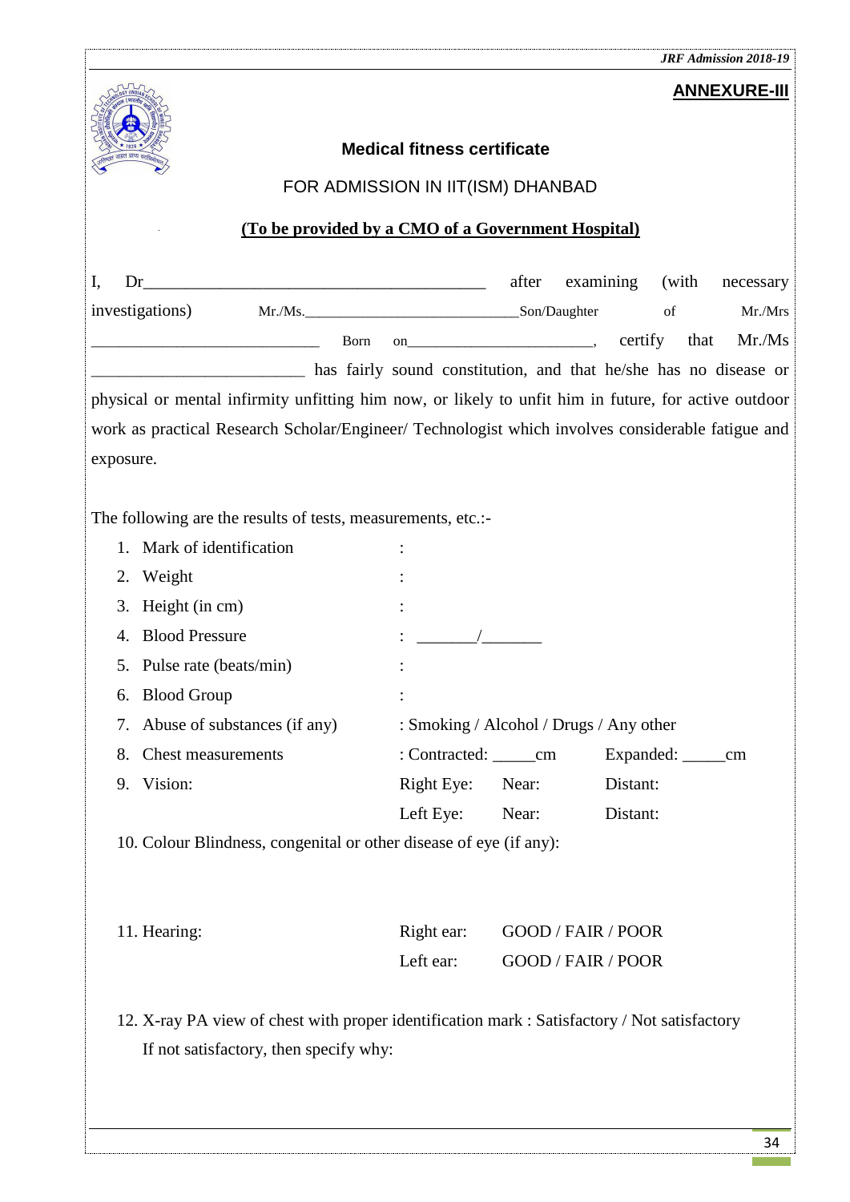**ANNEXURE-III**

## Medical fitness certificate

FOR ADMISSION IN IIT(ISM) DHANBAD

**(To be provided by a CMO of a Government Hospital)**

I, Dr_________________________________________ after examining (with necessary investigations) Mr./Ms.____________________________Son/Daughter of Mr./Mrs _____________________________ Born on________________________, certify that Mr./Ms __________________________ has fairly sound constitution, and that he/she has no disease or physical or mental infirmity unfitting him now, or likely to unfit him in future, for active outdoor work as practical Research Scholar/Engineer/ Technologist which involves considerable fatigue and exposure.

The following are the results of tests, measurements, etc.:-

1. Mark of identification :
2. Weight :
3. Height (in cm) :
4. Blood Pressure : _______/_______
5. Pulse rate (beats/min) :
6. Blood Group :
7. Abuse of substances (if any) : Smoking / Alcohol / Drugs / Any other
8. Chest measurements : Contracted: _____cm Expanded: _____cm
9. Vision:
   Right Eye: Near: Distant:
   Left Eye: Near: Distant:
10. Colour Blindness, congenital or other disease of eye (if any):

11. Hearing:
    Right ear: GOOD / FAIR / POOR
    Left ear: GOOD / FAIR / POOR

12. X-ray PA view of chest with proper identification mark : Satisfactory / Not satisfactory
    If not satisfactory, then specify why: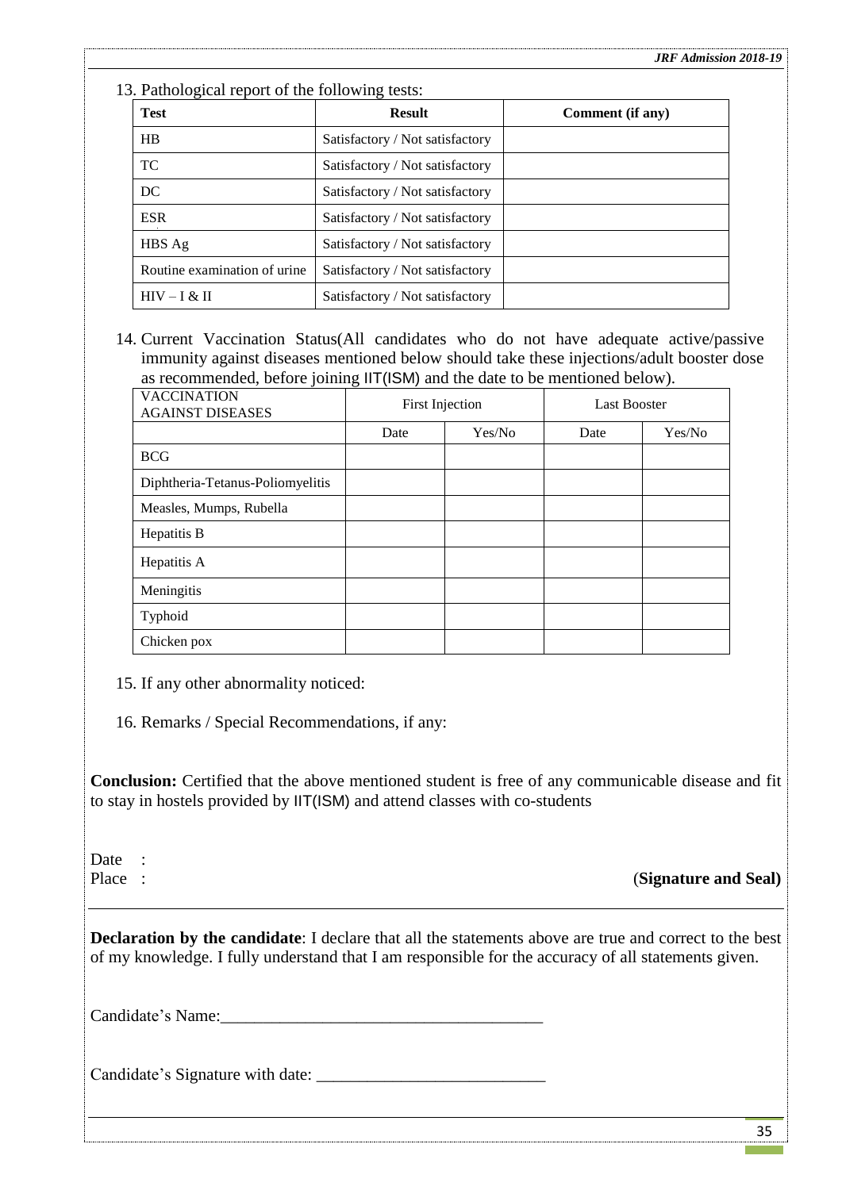13. Pathological report of the following tests:

| Test | Result | Comment (if any) |
|---|---|---|
| HB | Satisfactory / Not satisfactory | |
| TC | Satisfactory / Not satisfactory | |
| DC | Satisfactory / Not satisfactory | |
| ESR | Satisfactory / Not satisfactory | |
| HBS Ag | Satisfactory / Not satisfactory | |
| Routine examination of urine | Satisfactory / Not satisfactory | |
| HIV – I & II | Satisfactory / Not satisfactory | |

14. Current Vaccination Status(All candidates who do not have adequate active/passive immunity against diseases mentioned below should take these injections/adult booster dose as recommended, before joining IIT(ISM) and the date to be mentioned below).

| VACCINATION AGAINST DISEASES | First Injection | | Last Booster | |
|---|---|---|---|---|
| | Date | Yes/No | Date | Yes/No |
| BCG | | | | |
| Diphtheria-Tetanus-Poliomyelitis | | | | |
| Measles, Mumps, Rubella | | | | |
| Hepatitis B | | | | |
| Hepatitis A | | | | |
| Meningitis | | | | |
| Typhoid | | | | |
| Chicken pox | | | | |

15. If any other abnormality noticed:

16. Remarks / Special Recommendations, if any:

**Conclusion:** Certified that the above mentioned student is free of any communicable disease and fit to stay in hostels provided by IIT(ISM) and attend classes with co-students

Date :

Place :

(**Signature and Seal**)

**Declaration by the candidate**: I declare that all the statements above are true and correct to the best of my knowledge. I fully understand that I am responsible for the accuracy of all statements given.

Candidate's Name:______________________________________

Candidate's Signature with date: ___________________________